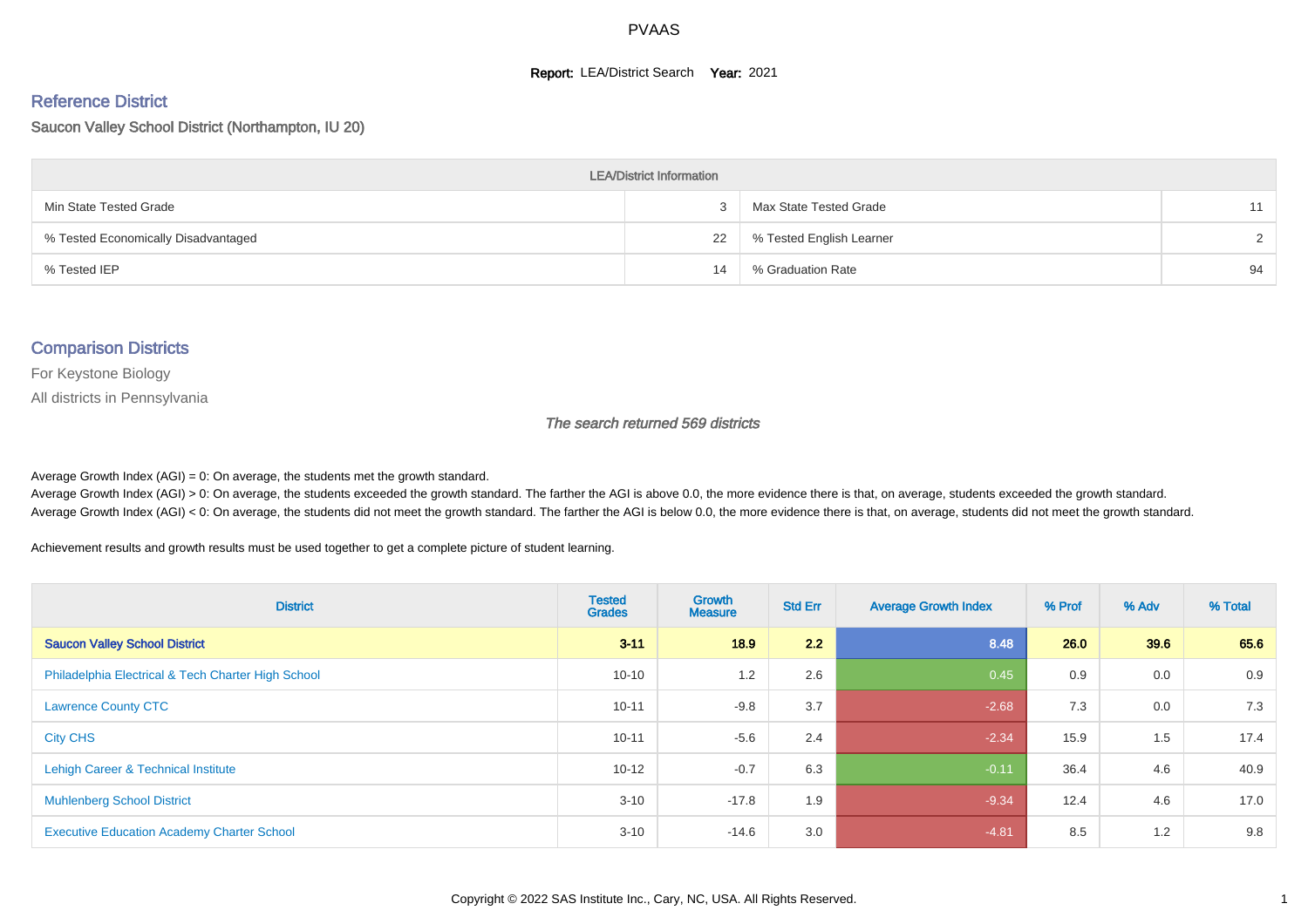# PVAAS

**Report:** LEA/District Search **Year:** 2021

## Reference District

Saucon Valley School District (Northampton, IU 20)

| LEA/District Information | | | |
|---|---|---|---|
| Min State Tested Grade | 3 | Max State Tested Grade | 11 |
| % Tested Economically Disadvantaged | 22 | % Tested English Learner | 2 |
| % Tested IEP | 14 | % Graduation Rate | 94 |

## Comparison Districts

For Keystone Biology

All districts in Pennsylvania

*The search returned 569 districts*

Average Growth Index (AGI) = 0: On average, the students met the growth standard.
Average Growth Index (AGI) > 0: On average, the students exceeded the growth standard. The farther the AGI is above 0.0, the more evidence there is that, on average, students exceeded the growth standard.
Average Growth Index (AGI) < 0: On average, the students did not meet the growth standard. The farther the AGI is below 0.0, the more evidence there is that, on average, students did not meet the growth standard.

Achievement results and growth results must be used together to get a complete picture of student learning.

| District | Tested Grades | Growth Measure | Std Err | Average Growth Index | % Prof | % Adv | % Total |
|---|---|---|---|---|---|---|---|
| **Saucon Valley School District** | **3-11** | **18.9** | **2.2** | **8.48** | **26.0** | **39.6** | **65.6** |
| Philadelphia Electrical & Tech Charter High School | 10-10 | 1.2 | 2.6 | 0.45 | 0.9 | 0.0 | 0.9 |
| Lawrence County CTC | 10-11 | -9.8 | 3.7 | -2.68 | 7.3 | 0.0 | 7.3 |
| City CHS | 10-11 | -5.6 | 2.4 | -2.34 | 15.9 | 1.5 | 17.4 |
| Lehigh Career & Technical Institute | 10-12 | -0.7 | 6.3 | -0.11 | 36.4 | 4.6 | 40.9 |
| Muhlenberg School District | 3-10 | -17.8 | 1.9 | -9.34 | 12.4 | 4.6 | 17.0 |
| Executive Education Academy Charter School | 3-10 | -14.6 | 3.0 | -4.81 | 8.5 | 1.2 | 9.8 |

Copyright © 2022 SAS Institute Inc., Cary, NC, USA. All Rights Reserved.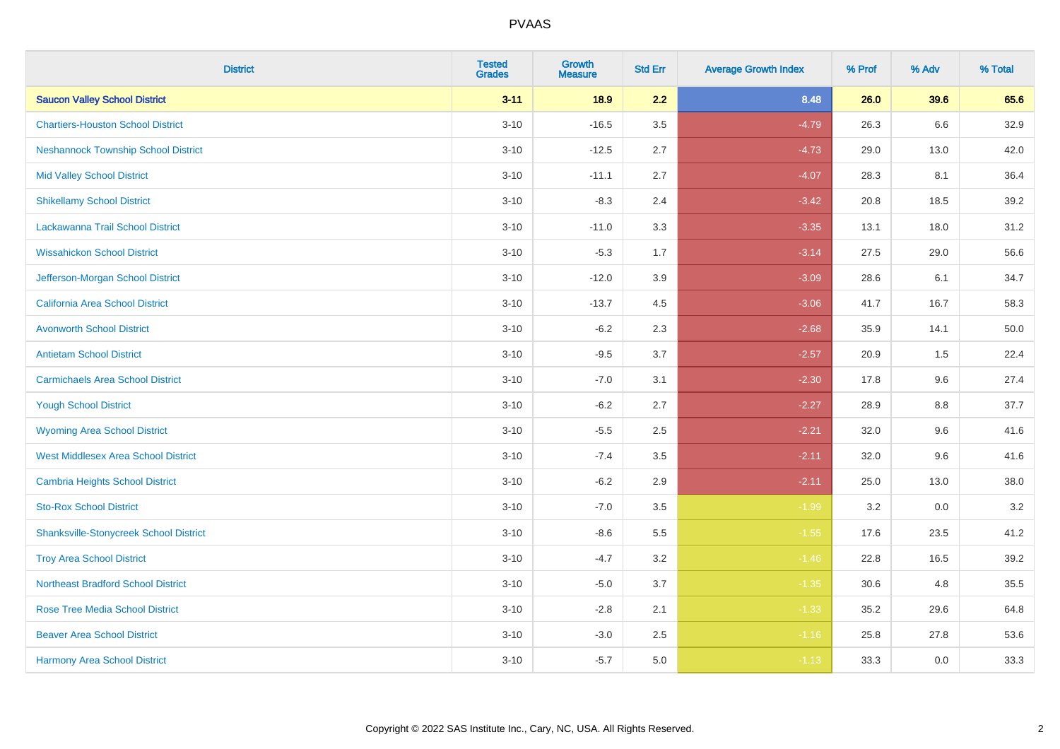PVAAS

| District | Tested Grades | Growth Measure | Std Err | Average Growth Index | % Prof | % Adv | % Total |
|---|---|---|---|---|---|---|---|
| **Saucon Valley School District** | **3-11** | **18.9** | **2.2** | **8.48** | **26.0** | **39.6** | **65.6** |
| Chartiers-Houston School District | 3-10 | -16.5 | 3.5 | -4.79 | 26.3 | 6.6 | 32.9 |
| Neshannock Township School District | 3-10 | -12.5 | 2.7 | -4.73 | 29.0 | 13.0 | 42.0 |
| Mid Valley School District | 3-10 | -11.1 | 2.7 | -4.07 | 28.3 | 8.1 | 36.4 |
| Shikellamy School District | 3-10 | -8.3 | 2.4 | -3.42 | 20.8 | 18.5 | 39.2 |
| Lackawanna Trail School District | 3-10 | -11.0 | 3.3 | -3.35 | 13.1 | 18.0 | 31.2 |
| Wissahickon School District | 3-10 | -5.3 | 1.7 | -3.14 | 27.5 | 29.0 | 56.6 |
| Jefferson-Morgan School District | 3-10 | -12.0 | 3.9 | -3.09 | 28.6 | 6.1 | 34.7 |
| California Area School District | 3-10 | -13.7 | 4.5 | -3.06 | 41.7 | 16.7 | 58.3 |
| Avonworth School District | 3-10 | -6.2 | 2.3 | -2.68 | 35.9 | 14.1 | 50.0 |
| Antietam School District | 3-10 | -9.5 | 3.7 | -2.57 | 20.9 | 1.5 | 22.4 |
| Carmichaels Area School District | 3-10 | -7.0 | 3.1 | -2.30 | 17.8 | 9.6 | 27.4 |
| Yough School District | 3-10 | -6.2 | 2.7 | -2.27 | 28.9 | 8.8 | 37.7 |
| Wyoming Area School District | 3-10 | -5.5 | 2.5 | -2.21 | 32.0 | 9.6 | 41.6 |
| West Middlesex Area School District | 3-10 | -7.4 | 3.5 | -2.11 | 32.0 | 9.6 | 41.6 |
| Cambria Heights School District | 3-10 | -6.2 | 2.9 | -2.11 | 25.0 | 13.0 | 38.0 |
| Sto-Rox School District | 3-10 | -7.0 | 3.5 | -1.99 | 3.2 | 0.0 | 3.2 |
| Shanksville-Stonycreek School District | 3-10 | -8.6 | 5.5 | -1.55 | 17.6 | 23.5 | 41.2 |
| Troy Area School District | 3-10 | -4.7 | 3.2 | -1.46 | 22.8 | 16.5 | 39.2 |
| Northeast Bradford School District | 3-10 | -5.0 | 3.7 | -1.35 | 30.6 | 4.8 | 35.5 |
| Rose Tree Media School District | 3-10 | -2.8 | 2.1 | -1.33 | 35.2 | 29.6 | 64.8 |
| Beaver Area School District | 3-10 | -3.0 | 2.5 | -1.16 | 25.8 | 27.8 | 53.6 |
| Harmony Area School District | 3-10 | -5.7 | 5.0 | -1.13 | 33.3 | 0.0 | 33.3 |

Copyright © 2022 SAS Institute Inc., Cary, NC, USA. All Rights Reserved.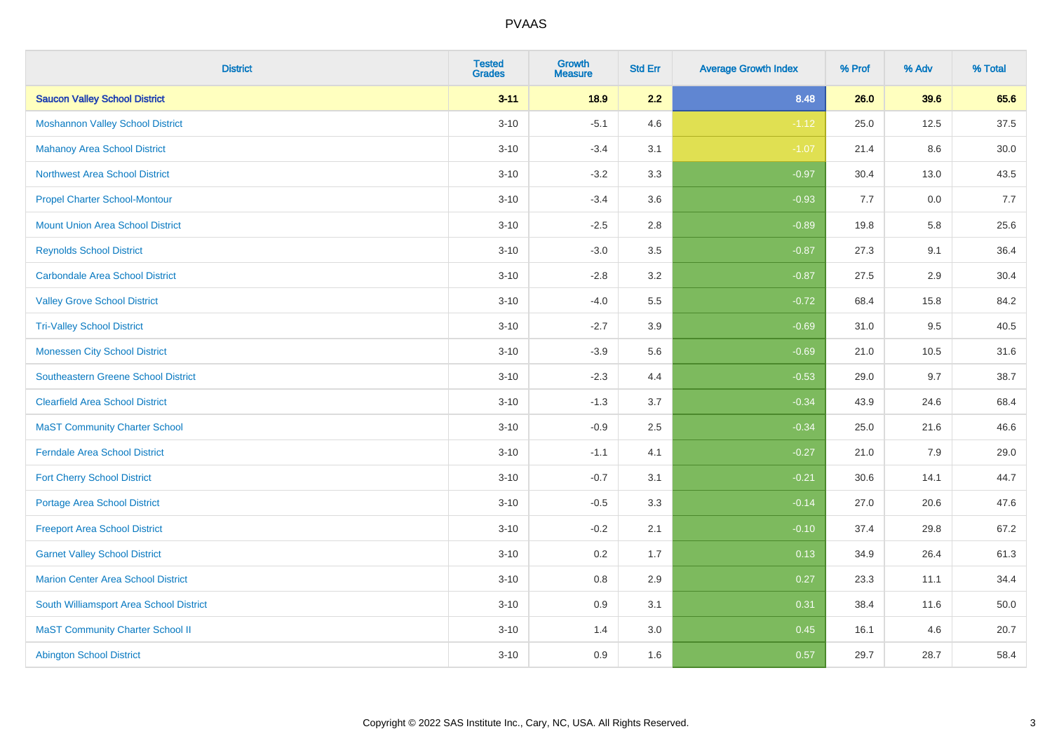| District | Tested Grades | Growth Measure | Std Err | Average Growth Index | % Prof | % Adv | % Total |
|---|---|---|---|---|---|---|---|
| **Saucon Valley School District** | **3-11** | **18.9** | **2.2** | **8.48** | **26.0** | **39.6** | **65.6** |
| Moshannon Valley School District | 3-10 | -5.1 | 4.6 | -1.12 | 25.0 | 12.5 | 37.5 |
| Mahanoy Area School District | 3-10 | -3.4 | 3.1 | -1.07 | 21.4 | 8.6 | 30.0 |
| Northwest Area School District | 3-10 | -3.2 | 3.3 | -0.97 | 30.4 | 13.0 | 43.5 |
| Propel Charter School-Montour | 3-10 | -3.4 | 3.6 | -0.93 | 7.7 | 0.0 | 7.7 |
| Mount Union Area School District | 3-10 | -2.5 | 2.8 | -0.89 | 19.8 | 5.8 | 25.6 |
| Reynolds School District | 3-10 | -3.0 | 3.5 | -0.87 | 27.3 | 9.1 | 36.4 |
| Carbondale Area School District | 3-10 | -2.8 | 3.2 | -0.87 | 27.5 | 2.9 | 30.4 |
| Valley Grove School District | 3-10 | -4.0 | 5.5 | -0.72 | 68.4 | 15.8 | 84.2 |
| Tri-Valley School District | 3-10 | -2.7 | 3.9 | -0.69 | 31.0 | 9.5 | 40.5 |
| Monessen City School District | 3-10 | -3.9 | 5.6 | -0.69 | 21.0 | 10.5 | 31.6 |
| Southeastern Greene School District | 3-10 | -2.3 | 4.4 | -0.53 | 29.0 | 9.7 | 38.7 |
| Clearfield Area School District | 3-10 | -1.3 | 3.7 | -0.34 | 43.9 | 24.6 | 68.4 |
| MaST Community Charter School | 3-10 | -0.9 | 2.5 | -0.34 | 25.0 | 21.6 | 46.6 |
| Ferndale Area School District | 3-10 | -1.1 | 4.1 | -0.27 | 21.0 | 7.9 | 29.0 |
| Fort Cherry School District | 3-10 | -0.7 | 3.1 | -0.21 | 30.6 | 14.1 | 44.7 |
| Portage Area School District | 3-10 | -0.5 | 3.3 | -0.14 | 27.0 | 20.6 | 47.6 |
| Freeport Area School District | 3-10 | -0.2 | 2.1 | -0.10 | 37.4 | 29.8 | 67.2 |
| Garnet Valley School District | 3-10 | 0.2 | 1.7 | 0.13 | 34.9 | 26.4 | 61.3 |
| Marion Center Area School District | 3-10 | 0.8 | 2.9 | 0.27 | 23.3 | 11.1 | 34.4 |
| South Williamsport Area School District | 3-10 | 0.9 | 3.1 | 0.31 | 38.4 | 11.6 | 50.0 |
| MaST Community Charter School II | 3-10 | 1.4 | 3.0 | 0.45 | 16.1 | 4.6 | 20.7 |
| Abington School District | 3-10 | 0.9 | 1.6 | 0.57 | 29.7 | 28.7 | 58.4 |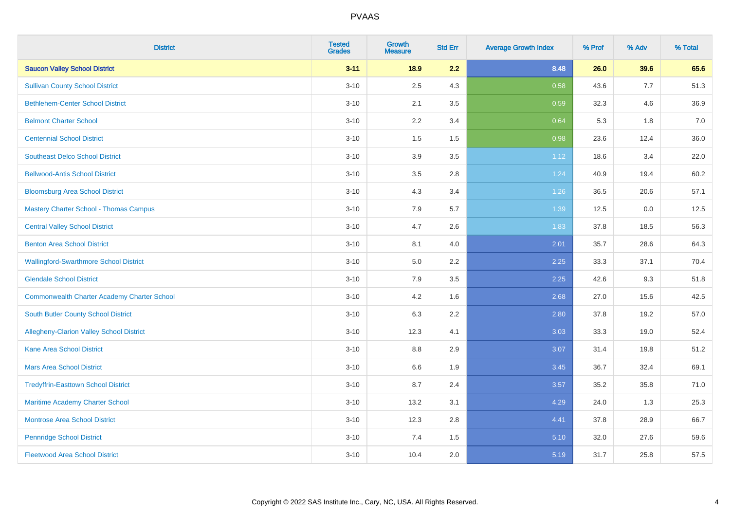| District | Tested Grades | Growth Measure | Std Err | Average Growth Index | % Prof | % Adv | % Total |
|---|---|---|---|---|---|---|---|
| **Saucon Valley School District** | **3-11** | **18.9** | **2.2** | **8.48** | **26.0** | **39.6** | **65.6** |
| Sullivan County School District | 3-10 | 2.5 | 4.3 | 0.58 | 43.6 | 7.7 | 51.3 |
| Bethlehem-Center School District | 3-10 | 2.1 | 3.5 | 0.59 | 32.3 | 4.6 | 36.9 |
| Belmont Charter School | 3-10 | 2.2 | 3.4 | 0.64 | 5.3 | 1.8 | 7.0 |
| Centennial School District | 3-10 | 1.5 | 1.5 | 0.98 | 23.6 | 12.4 | 36.0 |
| Southeast Delco School District | 3-10 | 3.9 | 3.5 | 1.12 | 18.6 | 3.4 | 22.0 |
| Bellwood-Antis School District | 3-10 | 3.5 | 2.8 | 1.24 | 40.9 | 19.4 | 60.2 |
| Bloomsburg Area School District | 3-10 | 4.3 | 3.4 | 1.26 | 36.5 | 20.6 | 57.1 |
| Mastery Charter School - Thomas Campus | 3-10 | 7.9 | 5.7 | 1.39 | 12.5 | 0.0 | 12.5 |
| Central Valley School District | 3-10 | 4.7 | 2.6 | 1.83 | 37.8 | 18.5 | 56.3 |
| Benton Area School District | 3-10 | 8.1 | 4.0 | 2.01 | 35.7 | 28.6 | 64.3 |
| Wallingford-Swarthmore School District | 3-10 | 5.0 | 2.2 | 2.25 | 33.3 | 37.1 | 70.4 |
| Glendale School District | 3-10 | 7.9 | 3.5 | 2.25 | 42.6 | 9.3 | 51.8 |
| Commonwealth Charter Academy Charter School | 3-10 | 4.2 | 1.6 | 2.68 | 27.0 | 15.6 | 42.5 |
| South Butler County School District | 3-10 | 6.3 | 2.2 | 2.80 | 37.8 | 19.2 | 57.0 |
| Allegheny-Clarion Valley School District | 3-10 | 12.3 | 4.1 | 3.03 | 33.3 | 19.0 | 52.4 |
| Kane Area School District | 3-10 | 8.8 | 2.9 | 3.07 | 31.4 | 19.8 | 51.2 |
| Mars Area School District | 3-10 | 6.6 | 1.9 | 3.45 | 36.7 | 32.4 | 69.1 |
| Tredyffrin-Easttown School District | 3-10 | 8.7 | 2.4 | 3.57 | 35.2 | 35.8 | 71.0 |
| Maritime Academy Charter School | 3-10 | 13.2 | 3.1 | 4.29 | 24.0 | 1.3 | 25.3 |
| Montrose Area School District | 3-10 | 12.3 | 2.8 | 4.41 | 37.8 | 28.9 | 66.7 |
| Pennridge School District | 3-10 | 7.4 | 1.5 | 5.10 | 32.0 | 27.6 | 59.6 |
| Fleetwood Area School District | 3-10 | 10.4 | 2.0 | 5.19 | 31.7 | 25.8 | 57.5 |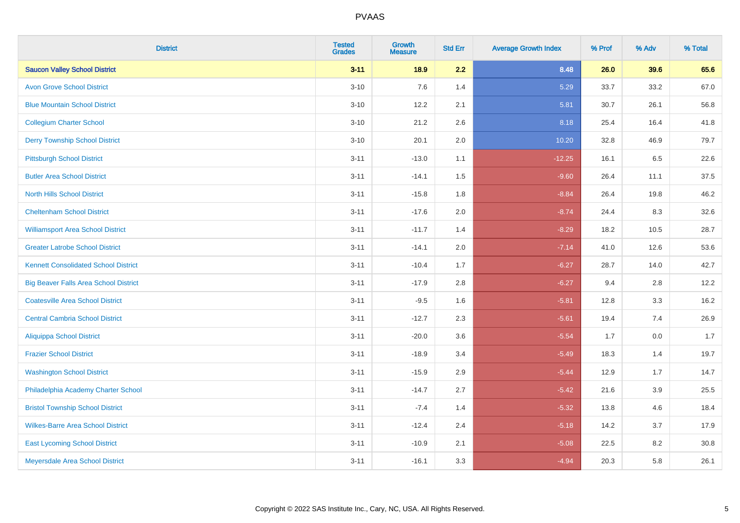# PVAAS

| District | Tested Grades | Growth Measure | Std Err | Average Growth Index | % Prof | % Adv | % Total |
|---|---|---|---|---|---|---|---|
| **Saucon Valley School District** | **3-11** | **18.9** | **2.2** | **8.48** | **26.0** | **39.6** | **65.6** |
| Avon Grove School District | 3-10 | 7.6 | 1.4 | 5.29 | 33.7 | 33.2 | 67.0 |
| Blue Mountain School District | 3-10 | 12.2 | 2.1 | 5.81 | 30.7 | 26.1 | 56.8 |
| Collegium Charter School | 3-10 | 21.2 | 2.6 | 8.18 | 25.4 | 16.4 | 41.8 |
| Derry Township School District | 3-10 | 20.1 | 2.0 | 10.20 | 32.8 | 46.9 | 79.7 |
| Pittsburgh School District | 3-11 | -13.0 | 1.1 | -12.25 | 16.1 | 6.5 | 22.6 |
| Butler Area School District | 3-11 | -14.1 | 1.5 | -9.60 | 26.4 | 11.1 | 37.5 |
| North Hills School District | 3-11 | -15.8 | 1.8 | -8.84 | 26.4 | 19.8 | 46.2 |
| Cheltenham School District | 3-11 | -17.6 | 2.0 | -8.74 | 24.4 | 8.3 | 32.6 |
| Williamsport Area School District | 3-11 | -11.7 | 1.4 | -8.29 | 18.2 | 10.5 | 28.7 |
| Greater Latrobe School District | 3-11 | -14.1 | 2.0 | -7.14 | 41.0 | 12.6 | 53.6 |
| Kennett Consolidated School District | 3-11 | -10.4 | 1.7 | -6.27 | 28.7 | 14.0 | 42.7 |
| Big Beaver Falls Area School District | 3-11 | -17.9 | 2.8 | -6.27 | 9.4 | 2.8 | 12.2 |
| Coatesville Area School District | 3-11 | -9.5 | 1.6 | -5.81 | 12.8 | 3.3 | 16.2 |
| Central Cambria School District | 3-11 | -12.7 | 2.3 | -5.61 | 19.4 | 7.4 | 26.9 |
| Aliquippa School District | 3-11 | -20.0 | 3.6 | -5.54 | 1.7 | 0.0 | 1.7 |
| Frazier School District | 3-11 | -18.9 | 3.4 | -5.49 | 18.3 | 1.4 | 19.7 |
| Washington School District | 3-11 | -15.9 | 2.9 | -5.44 | 12.9 | 1.7 | 14.7 |
| Philadelphia Academy Charter School | 3-11 | -14.7 | 2.7 | -5.42 | 21.6 | 3.9 | 25.5 |
| Bristol Township School District | 3-11 | -7.4 | 1.4 | -5.32 | 13.8 | 4.6 | 18.4 |
| Wilkes-Barre Area School District | 3-11 | -12.4 | 2.4 | -5.18 | 14.2 | 3.7 | 17.9 |
| East Lycoming School District | 3-11 | -10.9 | 2.1 | -5.08 | 22.5 | 8.2 | 30.8 |
| Meyersdale Area School District | 3-11 | -16.1 | 3.3 | -4.94 | 20.3 | 5.8 | 26.1 |

Copyright © 2022 SAS Institute Inc., Cary, NC, USA. All Rights Reserved.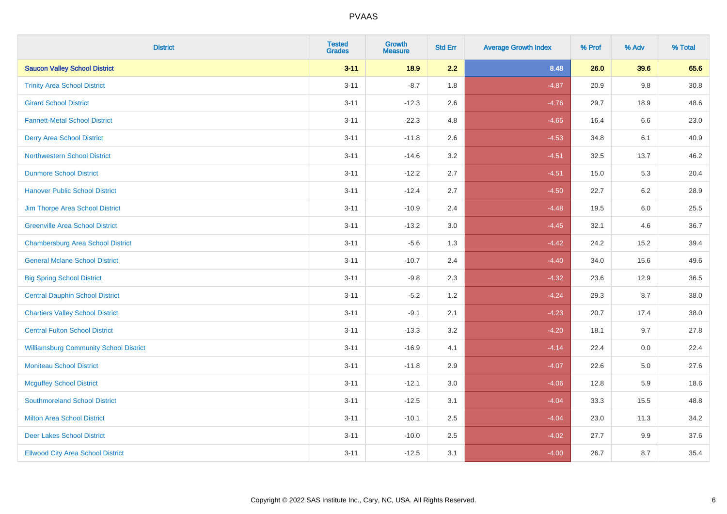| District | Tested Grades | Growth Measure | Std Err | Average Growth Index | % Prof | % Adv | % Total |
|---|---|---|---|---|---|---|---|
| **Saucon Valley School District** | **3-11** | **18.9** | **2.2** | **8.48** | **26.0** | **39.6** | **65.6** |
| Trinity Area School District | 3-11 | -8.7 | 1.8 | -4.87 | 20.9 | 9.8 | 30.8 |
| Girard School District | 3-11 | -12.3 | 2.6 | -4.76 | 29.7 | 18.9 | 48.6 |
| Fannett-Metal School District | 3-11 | -22.3 | 4.8 | -4.65 | 16.4 | 6.6 | 23.0 |
| Derry Area School District | 3-11 | -11.8 | 2.6 | -4.53 | 34.8 | 6.1 | 40.9 |
| Northwestern School District | 3-11 | -14.6 | 3.2 | -4.51 | 32.5 | 13.7 | 46.2 |
| Dunmore School District | 3-11 | -12.2 | 2.7 | -4.51 | 15.0 | 5.3 | 20.4 |
| Hanover Public School District | 3-11 | -12.4 | 2.7 | -4.50 | 22.7 | 6.2 | 28.9 |
| Jim Thorpe Area School District | 3-11 | -10.9 | 2.4 | -4.48 | 19.5 | 6.0 | 25.5 |
| Greenville Area School District | 3-11 | -13.2 | 3.0 | -4.45 | 32.1 | 4.6 | 36.7 |
| Chambersburg Area School District | 3-11 | -5.6 | 1.3 | -4.42 | 24.2 | 15.2 | 39.4 |
| General Mclane School District | 3-11 | -10.7 | 2.4 | -4.40 | 34.0 | 15.6 | 49.6 |
| Big Spring School District | 3-11 | -9.8 | 2.3 | -4.32 | 23.6 | 12.9 | 36.5 |
| Central Dauphin School District | 3-11 | -5.2 | 1.2 | -4.24 | 29.3 | 8.7 | 38.0 |
| Chartiers Valley School District | 3-11 | -9.1 | 2.1 | -4.23 | 20.7 | 17.4 | 38.0 |
| Central Fulton School District | 3-11 | -13.3 | 3.2 | -4.20 | 18.1 | 9.7 | 27.8 |
| Williamsburg Community School District | 3-11 | -16.9 | 4.1 | -4.14 | 22.4 | 0.0 | 22.4 |
| Moniteau School District | 3-11 | -11.8 | 2.9 | -4.07 | 22.6 | 5.0 | 27.6 |
| Mcguffey School District | 3-11 | -12.1 | 3.0 | -4.06 | 12.8 | 5.9 | 18.6 |
| Southmoreland School District | 3-11 | -12.5 | 3.1 | -4.04 | 33.3 | 15.5 | 48.8 |
| Milton Area School District | 3-11 | -10.1 | 2.5 | -4.04 | 23.0 | 11.3 | 34.2 |
| Deer Lakes School District | 3-11 | -10.0 | 2.5 | -4.02 | 27.7 | 9.9 | 37.6 |
| Ellwood City Area School District | 3-11 | -12.5 | 3.1 | -4.00 | 26.7 | 8.7 | 35.4 |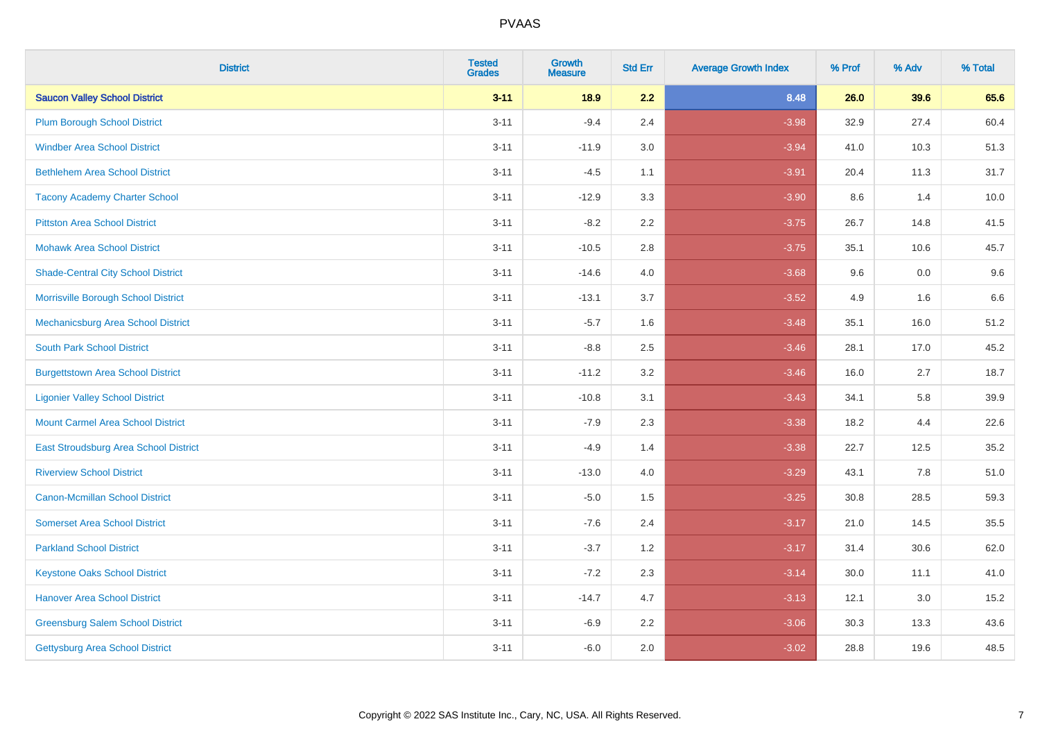# PVAAS

| District | Tested Grades | Growth Measure | Std Err | Average Growth Index | % Prof | % Adv | % Total |
|---|---|---|---|---|---|---|---|
| **Saucon Valley School District** | **3-11** | **18.9** | **2.2** | **8.48** | **26.0** | **39.6** | **65.6** |
| Plum Borough School District | 3-11 | -9.4 | 2.4 | -3.98 | 32.9 | 27.4 | 60.4 |
| Windber Area School District | 3-11 | -11.9 | 3.0 | -3.94 | 41.0 | 10.3 | 51.3 |
| Bethlehem Area School District | 3-11 | -4.5 | 1.1 | -3.91 | 20.4 | 11.3 | 31.7 |
| Tacony Academy Charter School | 3-11 | -12.9 | 3.3 | -3.90 | 8.6 | 1.4 | 10.0 |
| Pittston Area School District | 3-11 | -8.2 | 2.2 | -3.75 | 26.7 | 14.8 | 41.5 |
| Mohawk Area School District | 3-11 | -10.5 | 2.8 | -3.75 | 35.1 | 10.6 | 45.7 |
| Shade-Central City School District | 3-11 | -14.6 | 4.0 | -3.68 | 9.6 | 0.0 | 9.6 |
| Morrisville Borough School District | 3-11 | -13.1 | 3.7 | -3.52 | 4.9 | 1.6 | 6.6 |
| Mechanicsburg Area School District | 3-11 | -5.7 | 1.6 | -3.48 | 35.1 | 16.0 | 51.2 |
| South Park School District | 3-11 | -8.8 | 2.5 | -3.46 | 28.1 | 17.0 | 45.2 |
| Burgettstown Area School District | 3-11 | -11.2 | 3.2 | -3.46 | 16.0 | 2.7 | 18.7 |
| Ligonier Valley School District | 3-11 | -10.8 | 3.1 | -3.43 | 34.1 | 5.8 | 39.9 |
| Mount Carmel Area School District | 3-11 | -7.9 | 2.3 | -3.38 | 18.2 | 4.4 | 22.6 |
| East Stroudsburg Area School District | 3-11 | -4.9 | 1.4 | -3.38 | 22.7 | 12.5 | 35.2 |
| Riverview School District | 3-11 | -13.0 | 4.0 | -3.29 | 43.1 | 7.8 | 51.0 |
| Canon-Mcmillan School District | 3-11 | -5.0 | 1.5 | -3.25 | 30.8 | 28.5 | 59.3 |
| Somerset Area School District | 3-11 | -7.6 | 2.4 | -3.17 | 21.0 | 14.5 | 35.5 |
| Parkland School District | 3-11 | -3.7 | 1.2 | -3.17 | 31.4 | 30.6 | 62.0 |
| Keystone Oaks School District | 3-11 | -7.2 | 2.3 | -3.14 | 30.0 | 11.1 | 41.0 |
| Hanover Area School District | 3-11 | -14.7 | 4.7 | -3.13 | 12.1 | 3.0 | 15.2 |
| Greensburg Salem School District | 3-11 | -6.9 | 2.2 | -3.06 | 30.3 | 13.3 | 43.6 |
| Gettysburg Area School District | 3-11 | -6.0 | 2.0 | -3.02 | 28.8 | 19.6 | 48.5 |

Copyright © 2022 SAS Institute Inc., Cary, NC, USA. All Rights Reserved.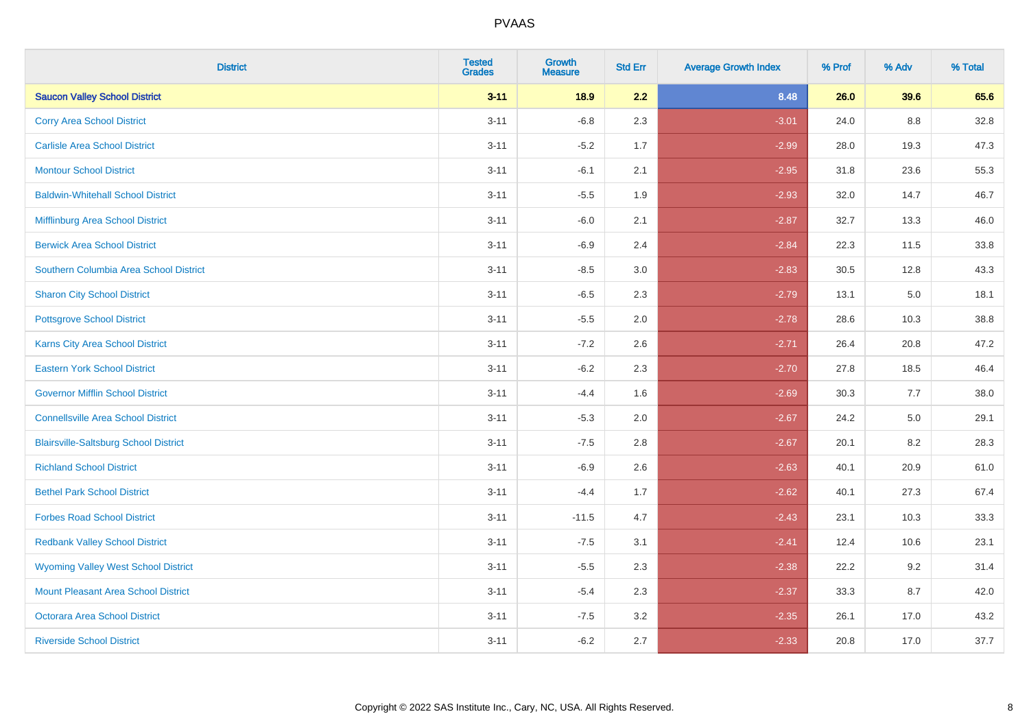# PVAAS

| District | Tested Grades | Growth Measure | Std Err | Average Growth Index | % Prof | % Adv | % Total |
|---|---|---|---|---|---|---|---|
| **Saucon Valley School District** | **3-11** | **18.9** | **2.2** | **8.48** | **26.0** | **39.6** | **65.6** |
| Corry Area School District | 3-11 | -6.8 | 2.3 | -3.01 | 24.0 | 8.8 | 32.8 |
| Carlisle Area School District | 3-11 | -5.2 | 1.7 | -2.99 | 28.0 | 19.3 | 47.3 |
| Montour School District | 3-11 | -6.1 | 2.1 | -2.95 | 31.8 | 23.6 | 55.3 |
| Baldwin-Whitehall School District | 3-11 | -5.5 | 1.9 | -2.93 | 32.0 | 14.7 | 46.7 |
| Mifflinburg Area School District | 3-11 | -6.0 | 2.1 | -2.87 | 32.7 | 13.3 | 46.0 |
| Berwick Area School District | 3-11 | -6.9 | 2.4 | -2.84 | 22.3 | 11.5 | 33.8 |
| Southern Columbia Area School District | 3-11 | -8.5 | 3.0 | -2.83 | 30.5 | 12.8 | 43.3 |
| Sharon City School District | 3-11 | -6.5 | 2.3 | -2.79 | 13.1 | 5.0 | 18.1 |
| Pottsgrove School District | 3-11 | -5.5 | 2.0 | -2.78 | 28.6 | 10.3 | 38.8 |
| Karns City Area School District | 3-11 | -7.2 | 2.6 | -2.71 | 26.4 | 20.8 | 47.2 |
| Eastern York School District | 3-11 | -6.2 | 2.3 | -2.70 | 27.8 | 18.5 | 46.4 |
| Governor Mifflin School District | 3-11 | -4.4 | 1.6 | -2.69 | 30.3 | 7.7 | 38.0 |
| Connellsville Area School District | 3-11 | -5.3 | 2.0 | -2.67 | 24.2 | 5.0 | 29.1 |
| Blairsville-Saltsburg School District | 3-11 | -7.5 | 2.8 | -2.67 | 20.1 | 8.2 | 28.3 |
| Richland School District | 3-11 | -6.9 | 2.6 | -2.63 | 40.1 | 20.9 | 61.0 |
| Bethel Park School District | 3-11 | -4.4 | 1.7 | -2.62 | 40.1 | 27.3 | 67.4 |
| Forbes Road School District | 3-11 | -11.5 | 4.7 | -2.43 | 23.1 | 10.3 | 33.3 |
| Redbank Valley School District | 3-11 | -7.5 | 3.1 | -2.41 | 12.4 | 10.6 | 23.1 |
| Wyoming Valley West School District | 3-11 | -5.5 | 2.3 | -2.38 | 22.2 | 9.2 | 31.4 |
| Mount Pleasant Area School District | 3-11 | -5.4 | 2.3 | -2.37 | 33.3 | 8.7 | 42.0 |
| Octorara Area School District | 3-11 | -7.5 | 3.2 | -2.35 | 26.1 | 17.0 | 43.2 |
| Riverside School District | 3-11 | -6.2 | 2.7 | -2.33 | 20.8 | 17.0 | 37.7 |

Copyright © 2022 SAS Institute Inc., Cary, NC, USA. All Rights Reserved.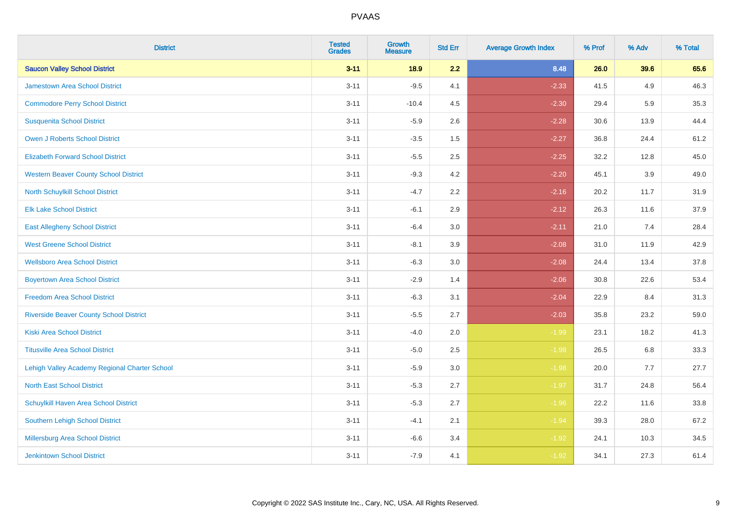# PVAAS

| District | Tested Grades | Growth Measure | Std Err | Average Growth Index | % Prof | % Adv | % Total |
|---|---|---|---|---|---|---|---|
| **Saucon Valley School District** | **3-11** | **18.9** | **2.2** | **8.48** | **26.0** | **39.6** | **65.6** |
| Jamestown Area School District | 3-11 | -9.5 | 4.1 | -2.33 | 41.5 | 4.9 | 46.3 |
| Commodore Perry School District | 3-11 | -10.4 | 4.5 | -2.30 | 29.4 | 5.9 | 35.3 |
| Susquenita School District | 3-11 | -5.9 | 2.6 | -2.28 | 30.6 | 13.9 | 44.4 |
| Owen J Roberts School District | 3-11 | -3.5 | 1.5 | -2.27 | 36.8 | 24.4 | 61.2 |
| Elizabeth Forward School District | 3-11 | -5.5 | 2.5 | -2.25 | 32.2 | 12.8 | 45.0 |
| Western Beaver County School District | 3-11 | -9.3 | 4.2 | -2.20 | 45.1 | 3.9 | 49.0 |
| North Schuylkill School District | 3-11 | -4.7 | 2.2 | -2.16 | 20.2 | 11.7 | 31.9 |
| Elk Lake School District | 3-11 | -6.1 | 2.9 | -2.12 | 26.3 | 11.6 | 37.9 |
| East Allegheny School District | 3-11 | -6.4 | 3.0 | -2.11 | 21.0 | 7.4 | 28.4 |
| West Greene School District | 3-11 | -8.1 | 3.9 | -2.08 | 31.0 | 11.9 | 42.9 |
| Wellsboro Area School District | 3-11 | -6.3 | 3.0 | -2.08 | 24.4 | 13.4 | 37.8 |
| Boyertown Area School District | 3-11 | -2.9 | 1.4 | -2.06 | 30.8 | 22.6 | 53.4 |
| Freedom Area School District | 3-11 | -6.3 | 3.1 | -2.04 | 22.9 | 8.4 | 31.3 |
| Riverside Beaver County School District | 3-11 | -5.5 | 2.7 | -2.03 | 35.8 | 23.2 | 59.0 |
| Kiski Area School District | 3-11 | -4.0 | 2.0 | -1.99 | 23.1 | 18.2 | 41.3 |
| Titusville Area School District | 3-11 | -5.0 | 2.5 | -1.98 | 26.5 | 6.8 | 33.3 |
| Lehigh Valley Academy Regional Charter School | 3-11 | -5.9 | 3.0 | -1.98 | 20.0 | 7.7 | 27.7 |
| North East School District | 3-11 | -5.3 | 2.7 | -1.97 | 31.7 | 24.8 | 56.4 |
| Schuylkill Haven Area School District | 3-11 | -5.3 | 2.7 | -1.96 | 22.2 | 11.6 | 33.8 |
| Southern Lehigh School District | 3-11 | -4.1 | 2.1 | -1.94 | 39.3 | 28.0 | 67.2 |
| Millersburg Area School District | 3-11 | -6.6 | 3.4 | -1.92 | 24.1 | 10.3 | 34.5 |
| Jenkintown School District | 3-11 | -7.9 | 4.1 | -1.92 | 34.1 | 27.3 | 61.4 |

Copyright © 2022 SAS Institute Inc., Cary, NC, USA. All Rights Reserved.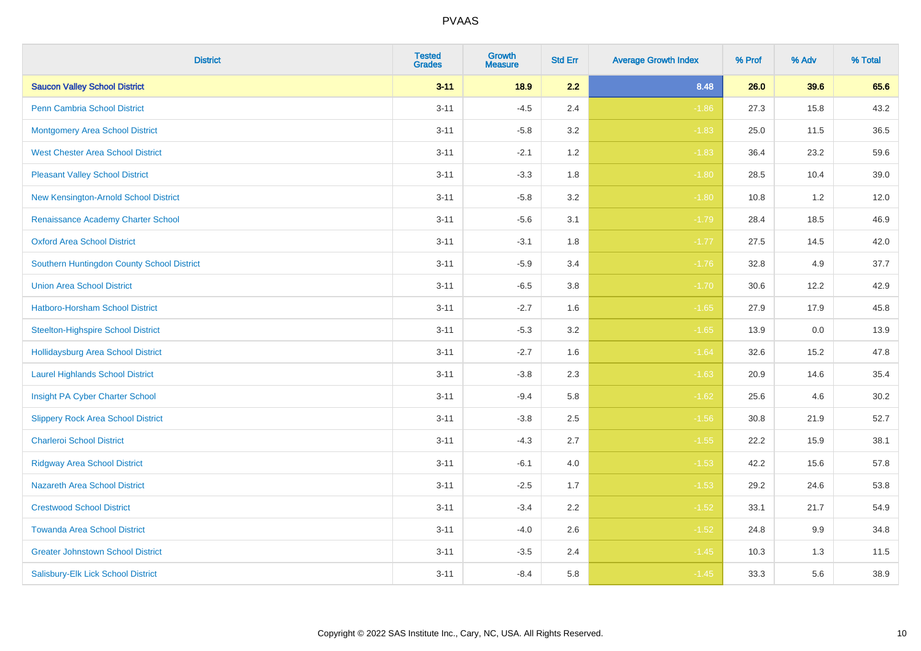| District | Tested Grades | Growth Measure | Std Err | Average Growth Index | % Prof | % Adv | % Total |
|---|---|---|---|---|---|---|---|
| **Saucon Valley School District** | **3-11** | **18.9** | **2.2** | **8.48** | **26.0** | **39.6** | **65.6** |
| Penn Cambria School District | 3-11 | -4.5 | 2.4 | -1.86 | 27.3 | 15.8 | 43.2 |
| Montgomery Area School District | 3-11 | -5.8 | 3.2 | -1.83 | 25.0 | 11.5 | 36.5 |
| West Chester Area School District | 3-11 | -2.1 | 1.2 | -1.83 | 36.4 | 23.2 | 59.6 |
| Pleasant Valley School District | 3-11 | -3.3 | 1.8 | -1.80 | 28.5 | 10.4 | 39.0 |
| New Kensington-Arnold School District | 3-11 | -5.8 | 3.2 | -1.80 | 10.8 | 1.2 | 12.0 |
| Renaissance Academy Charter School | 3-11 | -5.6 | 3.1 | -1.79 | 28.4 | 18.5 | 46.9 |
| Oxford Area School District | 3-11 | -3.1 | 1.8 | -1.77 | 27.5 | 14.5 | 42.0 |
| Southern Huntingdon County School District | 3-11 | -5.9 | 3.4 | -1.76 | 32.8 | 4.9 | 37.7 |
| Union Area School District | 3-11 | -6.5 | 3.8 | -1.70 | 30.6 | 12.2 | 42.9 |
| Hatboro-Horsham School District | 3-11 | -2.7 | 1.6 | -1.65 | 27.9 | 17.9 | 45.8 |
| Steelton-Highspire School District | 3-11 | -5.3 | 3.2 | -1.65 | 13.9 | 0.0 | 13.9 |
| Hollidaysburg Area School District | 3-11 | -2.7 | 1.6 | -1.64 | 32.6 | 15.2 | 47.8 |
| Laurel Highlands School District | 3-11 | -3.8 | 2.3 | -1.63 | 20.9 | 14.6 | 35.4 |
| Insight PA Cyber Charter School | 3-11 | -9.4 | 5.8 | -1.62 | 25.6 | 4.6 | 30.2 |
| Slippery Rock Area School District | 3-11 | -3.8 | 2.5 | -1.56 | 30.8 | 21.9 | 52.7 |
| Charleroi School District | 3-11 | -4.3 | 2.7 | -1.55 | 22.2 | 15.9 | 38.1 |
| Ridgway Area School District | 3-11 | -6.1 | 4.0 | -1.53 | 42.2 | 15.6 | 57.8 |
| Nazareth Area School District | 3-11 | -2.5 | 1.7 | -1.53 | 29.2 | 24.6 | 53.8 |
| Crestwood School District | 3-11 | -3.4 | 2.2 | -1.52 | 33.1 | 21.7 | 54.9 |
| Towanda Area School District | 3-11 | -4.0 | 2.6 | -1.52 | 24.8 | 9.9 | 34.8 |
| Greater Johnstown School District | 3-11 | -3.5 | 2.4 | -1.45 | 10.3 | 1.3 | 11.5 |
| Salisbury-Elk Lick School District | 3-11 | -8.4 | 5.8 | -1.45 | 33.3 | 5.6 | 38.9 |

Copyright © 2022 SAS Institute Inc., Cary, NC, USA. All Rights Reserved.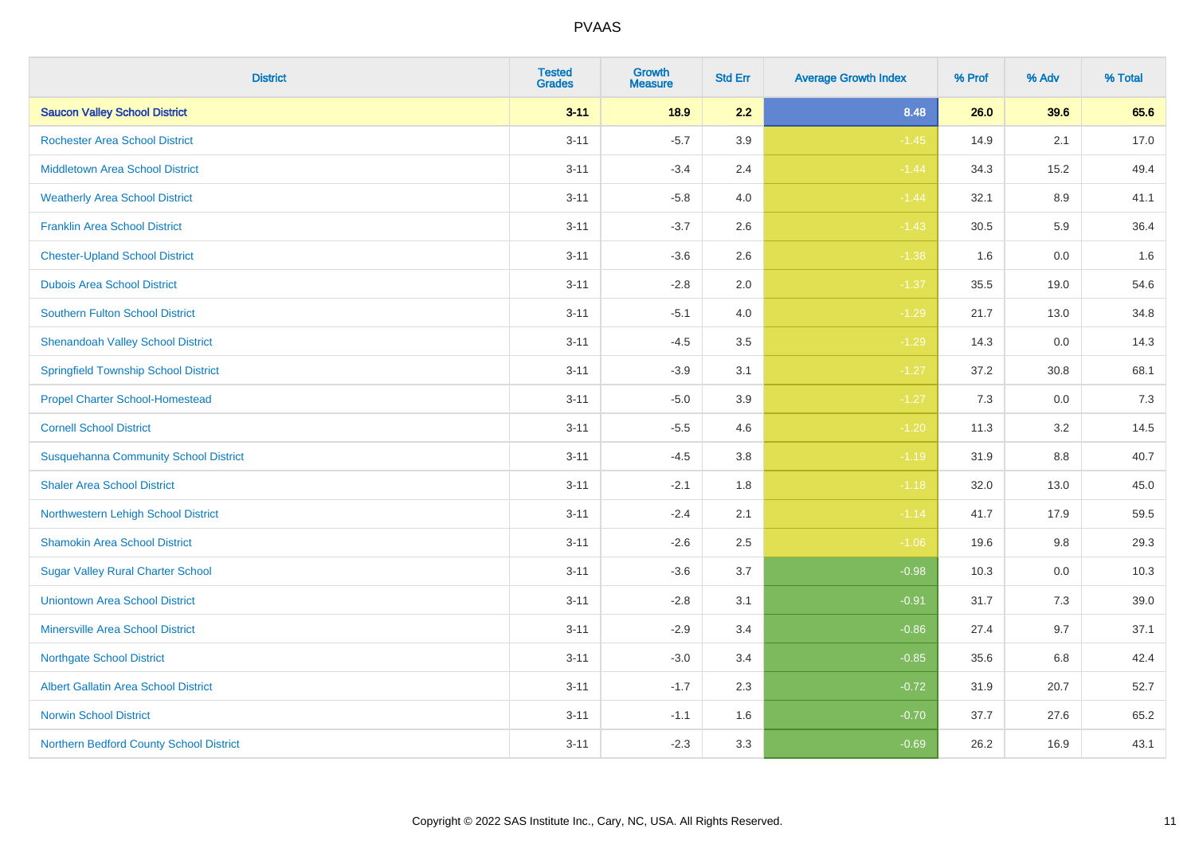| District | Tested Grades | Growth Measure | Std Err | Average Growth Index | % Prof | % Adv | % Total |
|---|---|---|---|---|---|---|---|
| **Saucon Valley School District** | **3-11** | **18.9** | **2.2** | **8.48** | **26.0** | **39.6** | **65.6** |
| Rochester Area School District | 3-11 | -5.7 | 3.9 | -1.45 | 14.9 | 2.1 | 17.0 |
| Middletown Area School District | 3-11 | -3.4 | 2.4 | -1.44 | 34.3 | 15.2 | 49.4 |
| Weatherly Area School District | 3-11 | -5.8 | 4.0 | -1.44 | 32.1 | 8.9 | 41.1 |
| Franklin Area School District | 3-11 | -3.7 | 2.6 | -1.43 | 30.5 | 5.9 | 36.4 |
| Chester-Upland School District | 3-11 | -3.6 | 2.6 | -1.38 | 1.6 | 0.0 | 1.6 |
| Dubois Area School District | 3-11 | -2.8 | 2.0 | -1.37 | 35.5 | 19.0 | 54.6 |
| Southern Fulton School District | 3-11 | -5.1 | 4.0 | -1.29 | 21.7 | 13.0 | 34.8 |
| Shenandoah Valley School District | 3-11 | -4.5 | 3.5 | -1.29 | 14.3 | 0.0 | 14.3 |
| Springfield Township School District | 3-11 | -3.9 | 3.1 | -1.27 | 37.2 | 30.8 | 68.1 |
| Propel Charter School-Homestead | 3-11 | -5.0 | 3.9 | -1.27 | 7.3 | 0.0 | 7.3 |
| Cornell School District | 3-11 | -5.5 | 4.6 | -1.20 | 11.3 | 3.2 | 14.5 |
| Susquehanna Community School District | 3-11 | -4.5 | 3.8 | -1.19 | 31.9 | 8.8 | 40.7 |
| Shaler Area School District | 3-11 | -2.1 | 1.8 | -1.18 | 32.0 | 13.0 | 45.0 |
| Northwestern Lehigh School District | 3-11 | -2.4 | 2.1 | -1.14 | 41.7 | 17.9 | 59.5 |
| Shamokin Area School District | 3-11 | -2.6 | 2.5 | -1.06 | 19.6 | 9.8 | 29.3 |
| Sugar Valley Rural Charter School | 3-11 | -3.6 | 3.7 | -0.98 | 10.3 | 0.0 | 10.3 |
| Uniontown Area School District | 3-11 | -2.8 | 3.1 | -0.91 | 31.7 | 7.3 | 39.0 |
| Minersville Area School District | 3-11 | -2.9 | 3.4 | -0.86 | 27.4 | 9.7 | 37.1 |
| Northgate School District | 3-11 | -3.0 | 3.4 | -0.85 | 35.6 | 6.8 | 42.4 |
| Albert Gallatin Area School District | 3-11 | -1.7 | 2.3 | -0.72 | 31.9 | 20.7 | 52.7 |
| Norwin School District | 3-11 | -1.1 | 1.6 | -0.70 | 37.7 | 27.6 | 65.2 |
| Northern Bedford County School District | 3-11 | -2.3 | 3.3 | -0.69 | 26.2 | 16.9 | 43.1 |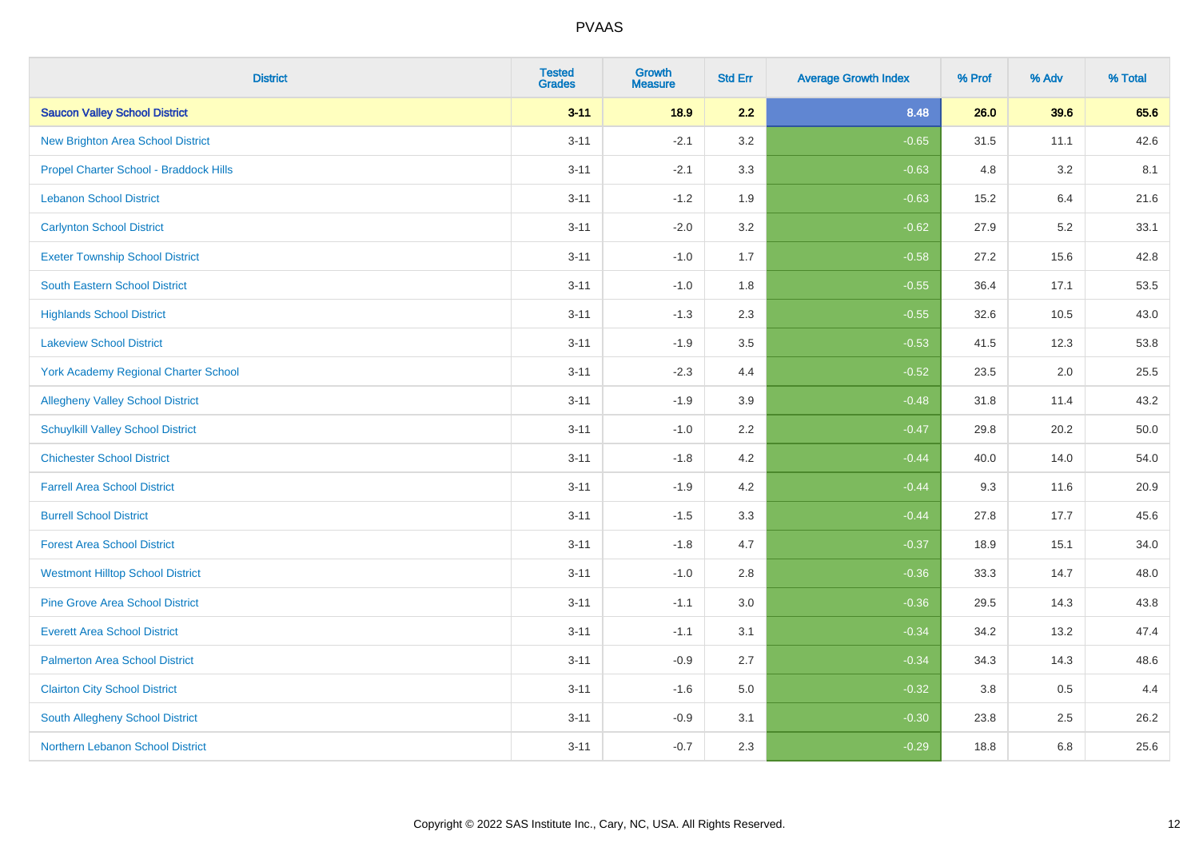| District | Tested Grades | Growth Measure | Std Err | Average Growth Index | % Prof | % Adv | % Total |
|---|---|---|---|---|---|---|---|
| **Saucon Valley School District** | **3-11** | **18.9** | **2.2** | **8.48** | **26.0** | **39.6** | **65.6** |
| New Brighton Area School District | 3-11 | -2.1 | 3.2 | -0.65 | 31.5 | 11.1 | 42.6 |
| Propel Charter School - Braddock Hills | 3-11 | -2.1 | 3.3 | -0.63 | 4.8 | 3.2 | 8.1 |
| Lebanon School District | 3-11 | -1.2 | 1.9 | -0.63 | 15.2 | 6.4 | 21.6 |
| Carlynton School District | 3-11 | -2.0 | 3.2 | -0.62 | 27.9 | 5.2 | 33.1 |
| Exeter Township School District | 3-11 | -1.0 | 1.7 | -0.58 | 27.2 | 15.6 | 42.8 |
| South Eastern School District | 3-11 | -1.0 | 1.8 | -0.55 | 36.4 | 17.1 | 53.5 |
| Highlands School District | 3-11 | -1.3 | 2.3 | -0.55 | 32.6 | 10.5 | 43.0 |
| Lakeview School District | 3-11 | -1.9 | 3.5 | -0.53 | 41.5 | 12.3 | 53.8 |
| York Academy Regional Charter School | 3-11 | -2.3 | 4.4 | -0.52 | 23.5 | 2.0 | 25.5 |
| Allegheny Valley School District | 3-11 | -1.9 | 3.9 | -0.48 | 31.8 | 11.4 | 43.2 |
| Schuylkill Valley School District | 3-11 | -1.0 | 2.2 | -0.47 | 29.8 | 20.2 | 50.0 |
| Chichester School District | 3-11 | -1.8 | 4.2 | -0.44 | 40.0 | 14.0 | 54.0 |
| Farrell Area School District | 3-11 | -1.9 | 4.2 | -0.44 | 9.3 | 11.6 | 20.9 |
| Burrell School District | 3-11 | -1.5 | 3.3 | -0.44 | 27.8 | 17.7 | 45.6 |
| Forest Area School District | 3-11 | -1.8 | 4.7 | -0.37 | 18.9 | 15.1 | 34.0 |
| Westmont Hilltop School District | 3-11 | -1.0 | 2.8 | -0.36 | 33.3 | 14.7 | 48.0 |
| Pine Grove Area School District | 3-11 | -1.1 | 3.0 | -0.36 | 29.5 | 14.3 | 43.8 |
| Everett Area School District | 3-11 | -1.1 | 3.1 | -0.34 | 34.2 | 13.2 | 47.4 |
| Palmerton Area School District | 3-11 | -0.9 | 2.7 | -0.34 | 34.3 | 14.3 | 48.6 |
| Clairton City School District | 3-11 | -1.6 | 5.0 | -0.32 | 3.8 | 0.5 | 4.4 |
| South Allegheny School District | 3-11 | -0.9 | 3.1 | -0.30 | 23.8 | 2.5 | 26.2 |
| Northern Lebanon School District | 3-11 | -0.7 | 2.3 | -0.29 | 18.8 | 6.8 | 25.6 |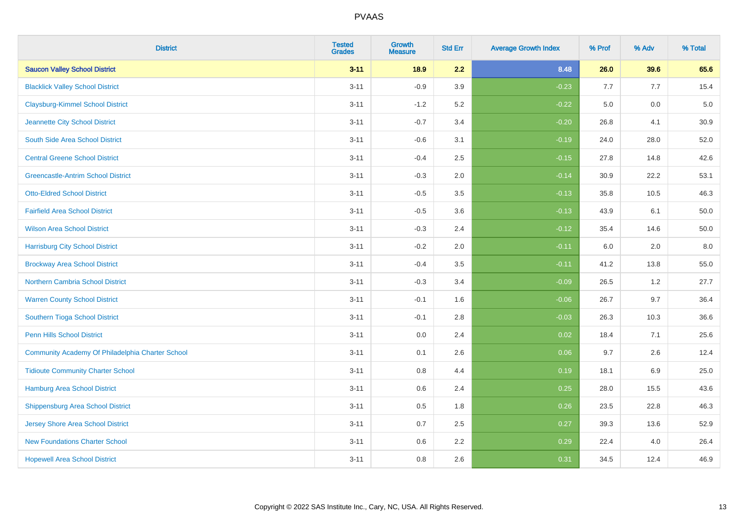# PVAAS

| District | Tested Grades | Growth Measure | Std Err | Average Growth Index | % Prof | % Adv | % Total |
|---|---|---|---|---|---|---|---|
| **Saucon Valley School District** | **3-11** | **18.9** | **2.2** | **8.48** | **26.0** | **39.6** | **65.6** |
| Blacklick Valley School District | 3-11 | -0.9 | 3.9 | -0.23 | 7.7 | 7.7 | 15.4 |
| Claysburg-Kimmel School District | 3-11 | -1.2 | 5.2 | -0.22 | 5.0 | 0.0 | 5.0 |
| Jeannette City School District | 3-11 | -0.7 | 3.4 | -0.20 | 26.8 | 4.1 | 30.9 |
| South Side Area School District | 3-11 | -0.6 | 3.1 | -0.19 | 24.0 | 28.0 | 52.0 |
| Central Greene School District | 3-11 | -0.4 | 2.5 | -0.15 | 27.8 | 14.8 | 42.6 |
| Greencastle-Antrim School District | 3-11 | -0.3 | 2.0 | -0.14 | 30.9 | 22.2 | 53.1 |
| Otto-Eldred School District | 3-11 | -0.5 | 3.5 | -0.13 | 35.8 | 10.5 | 46.3 |
| Fairfield Area School District | 3-11 | -0.5 | 3.6 | -0.13 | 43.9 | 6.1 | 50.0 |
| Wilson Area School District | 3-11 | -0.3 | 2.4 | -0.12 | 35.4 | 14.6 | 50.0 |
| Harrisburg City School District | 3-11 | -0.2 | 2.0 | -0.11 | 6.0 | 2.0 | 8.0 |
| Brockway Area School District | 3-11 | -0.4 | 3.5 | -0.11 | 41.2 | 13.8 | 55.0 |
| Northern Cambria School District | 3-11 | -0.3 | 3.4 | -0.09 | 26.5 | 1.2 | 27.7 |
| Warren County School District | 3-11 | -0.1 | 1.6 | -0.06 | 26.7 | 9.7 | 36.4 |
| Southern Tioga School District | 3-11 | -0.1 | 2.8 | -0.03 | 26.3 | 10.3 | 36.6 |
| Penn Hills School District | 3-11 | 0.0 | 2.4 | 0.02 | 18.4 | 7.1 | 25.6 |
| Community Academy Of Philadelphia Charter School | 3-11 | 0.1 | 2.6 | 0.06 | 9.7 | 2.6 | 12.4 |
| Tidioute Community Charter School | 3-11 | 0.8 | 4.4 | 0.19 | 18.1 | 6.9 | 25.0 |
| Hamburg Area School District | 3-11 | 0.6 | 2.4 | 0.25 | 28.0 | 15.5 | 43.6 |
| Shippensburg Area School District | 3-11 | 0.5 | 1.8 | 0.26 | 23.5 | 22.8 | 46.3 |
| Jersey Shore Area School District | 3-11 | 0.7 | 2.5 | 0.27 | 39.3 | 13.6 | 52.9 |
| New Foundations Charter School | 3-11 | 0.6 | 2.2 | 0.29 | 22.4 | 4.0 | 26.4 |
| Hopewell Area School District | 3-11 | 0.8 | 2.6 | 0.31 | 34.5 | 12.4 | 46.9 |

Copyright © 2022 SAS Institute Inc., Cary, NC, USA. All Rights Reserved.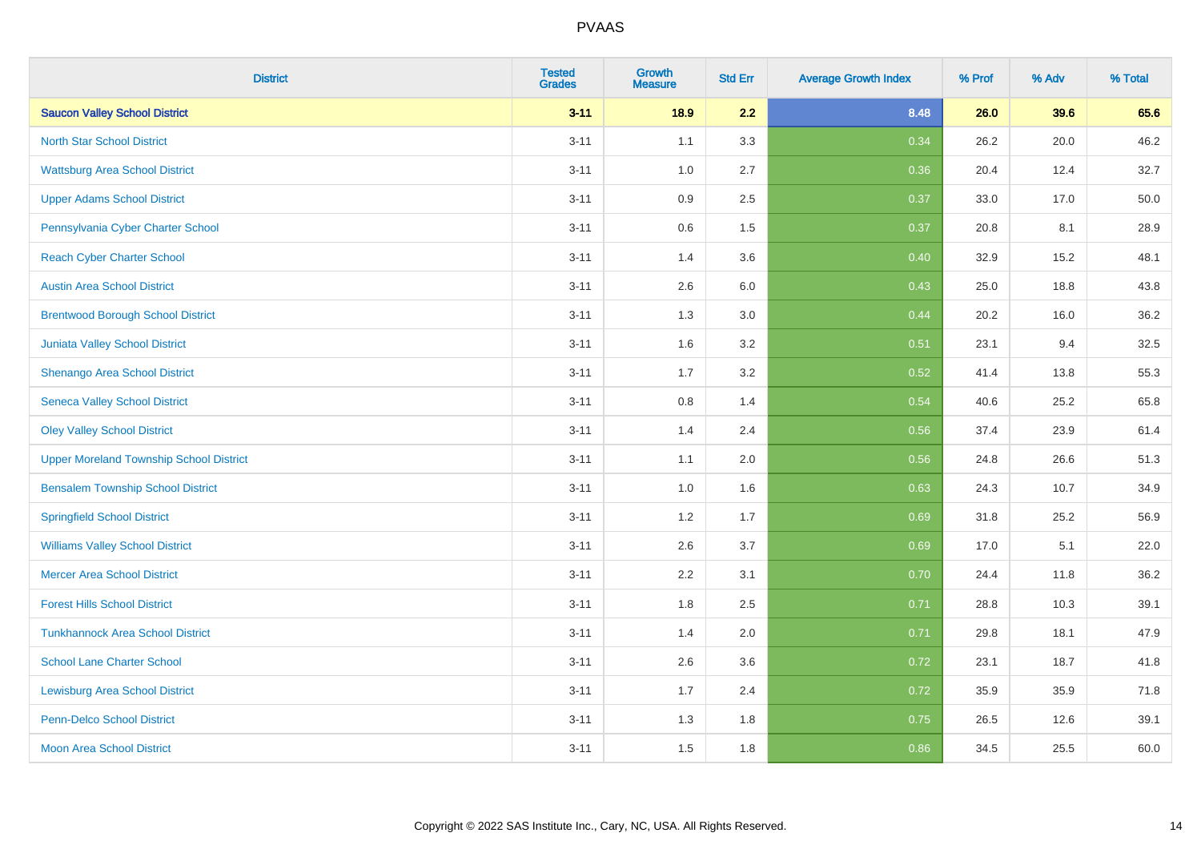| District | Tested Grades | Growth Measure | Std Err | Average Growth Index | % Prof | % Adv | % Total |
|---|---|---|---|---|---|---|---|
| **Saucon Valley School District** | **3-11** | **18.9** | **2.2** | **8.48** | **26.0** | **39.6** | **65.6** |
| North Star School District | 3-11 | 1.1 | 3.3 | 0.34 | 26.2 | 20.0 | 46.2 |
| Wattsburg Area School District | 3-11 | 1.0 | 2.7 | 0.36 | 20.4 | 12.4 | 32.7 |
| Upper Adams School District | 3-11 | 0.9 | 2.5 | 0.37 | 33.0 | 17.0 | 50.0 |
| Pennsylvania Cyber Charter School | 3-11 | 0.6 | 1.5 | 0.37 | 20.8 | 8.1 | 28.9 |
| Reach Cyber Charter School | 3-11 | 1.4 | 3.6 | 0.40 | 32.9 | 15.2 | 48.1 |
| Austin Area School District | 3-11 | 2.6 | 6.0 | 0.43 | 25.0 | 18.8 | 43.8 |
| Brentwood Borough School District | 3-11 | 1.3 | 3.0 | 0.44 | 20.2 | 16.0 | 36.2 |
| Juniata Valley School District | 3-11 | 1.6 | 3.2 | 0.51 | 23.1 | 9.4 | 32.5 |
| Shenango Area School District | 3-11 | 1.7 | 3.2 | 0.52 | 41.4 | 13.8 | 55.3 |
| Seneca Valley School District | 3-11 | 0.8 | 1.4 | 0.54 | 40.6 | 25.2 | 65.8 |
| Oley Valley School District | 3-11 | 1.4 | 2.4 | 0.56 | 37.4 | 23.9 | 61.4 |
| Upper Moreland Township School District | 3-11 | 1.1 | 2.0 | 0.56 | 24.8 | 26.6 | 51.3 |
| Bensalem Township School District | 3-11 | 1.0 | 1.6 | 0.63 | 24.3 | 10.7 | 34.9 |
| Springfield School District | 3-11 | 1.2 | 1.7 | 0.69 | 31.8 | 25.2 | 56.9 |
| Williams Valley School District | 3-11 | 2.6 | 3.7 | 0.69 | 17.0 | 5.1 | 22.0 |
| Mercer Area School District | 3-11 | 2.2 | 3.1 | 0.70 | 24.4 | 11.8 | 36.2 |
| Forest Hills School District | 3-11 | 1.8 | 2.5 | 0.71 | 28.8 | 10.3 | 39.1 |
| Tunkhannock Area School District | 3-11 | 1.4 | 2.0 | 0.71 | 29.8 | 18.1 | 47.9 |
| School Lane Charter School | 3-11 | 2.6 | 3.6 | 0.72 | 23.1 | 18.7 | 41.8 |
| Lewisburg Area School District | 3-11 | 1.7 | 2.4 | 0.72 | 35.9 | 35.9 | 71.8 |
| Penn-Delco School District | 3-11 | 1.3 | 1.8 | 0.75 | 26.5 | 12.6 | 39.1 |
| Moon Area School District | 3-11 | 1.5 | 1.8 | 0.86 | 34.5 | 25.5 | 60.0 |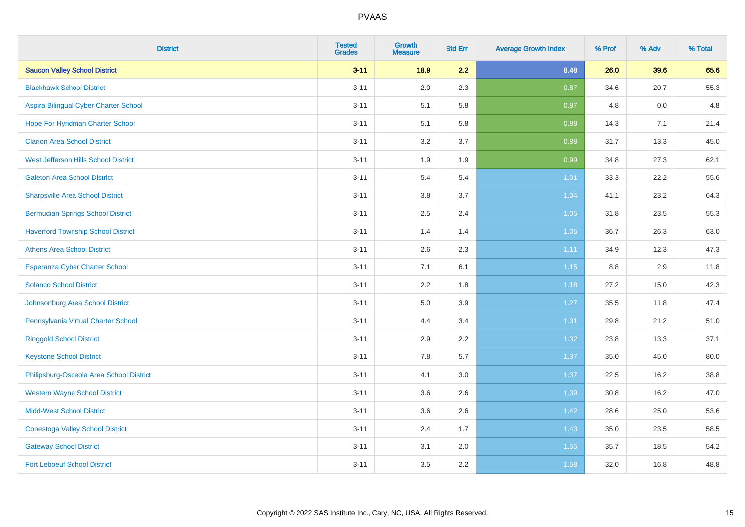| District | Tested Grades | Growth Measure | Std Err | Average Growth Index | % Prof | % Adv | % Total |
|---|---|---|---|---|---|---|---|
| **Saucon Valley School District** | **3-11** | **18.9** | **2.2** | **8.48** | **26.0** | **39.6** | **65.6** |
| Blackhawk School District | 3-11 | 2.0 | 2.3 | 0.87 | 34.6 | 20.7 | 55.3 |
| Aspira Bilingual Cyber Charter School | 3-11 | 5.1 | 5.8 | 0.87 | 4.8 | 0.0 | 4.8 |
| Hope For Hyndman Charter School | 3-11 | 5.1 | 5.8 | 0.88 | 14.3 | 7.1 | 21.4 |
| Clarion Area School District | 3-11 | 3.2 | 3.7 | 0.88 | 31.7 | 13.3 | 45.0 |
| West Jefferson Hills School District | 3-11 | 1.9 | 1.9 | 0.99 | 34.8 | 27.3 | 62.1 |
| Galeton Area School District | 3-11 | 5.4 | 5.4 | 1.01 | 33.3 | 22.2 | 55.6 |
| Sharpsville Area School District | 3-11 | 3.8 | 3.7 | 1.04 | 41.1 | 23.2 | 64.3 |
| Bermudian Springs School District | 3-11 | 2.5 | 2.4 | 1.05 | 31.8 | 23.5 | 55.3 |
| Haverford Township School District | 3-11 | 1.4 | 1.4 | 1.05 | 36.7 | 26.3 | 63.0 |
| Athens Area School District | 3-11 | 2.6 | 2.3 | 1.11 | 34.9 | 12.3 | 47.3 |
| Esperanza Cyber Charter School | 3-11 | 7.1 | 6.1 | 1.15 | 8.8 | 2.9 | 11.8 |
| Solanco School District | 3-11 | 2.2 | 1.8 | 1.18 | 27.2 | 15.0 | 42.3 |
| Johnsonburg Area School District | 3-11 | 5.0 | 3.9 | 1.27 | 35.5 | 11.8 | 47.4 |
| Pennsylvania Virtual Charter School | 3-11 | 4.4 | 3.4 | 1.31 | 29.8 | 21.2 | 51.0 |
| Ringgold School District | 3-11 | 2.9 | 2.2 | 1.32 | 23.8 | 13.3 | 37.1 |
| Keystone School District | 3-11 | 7.8 | 5.7 | 1.37 | 35.0 | 45.0 | 80.0 |
| Philipsburg-Osceola Area School District | 3-11 | 4.1 | 3.0 | 1.37 | 22.5 | 16.2 | 38.8 |
| Western Wayne School District | 3-11 | 3.6 | 2.6 | 1.39 | 30.8 | 16.2 | 47.0 |
| Midd-West School District | 3-11 | 3.6 | 2.6 | 1.42 | 28.6 | 25.0 | 53.6 |
| Conestoga Valley School District | 3-11 | 2.4 | 1.7 | 1.43 | 35.0 | 23.5 | 58.5 |
| Gateway School District | 3-11 | 3.1 | 2.0 | 1.55 | 35.7 | 18.5 | 54.2 |
| Fort Leboeuf School District | 3-11 | 3.5 | 2.2 | 1.58 | 32.0 | 16.8 | 48.8 |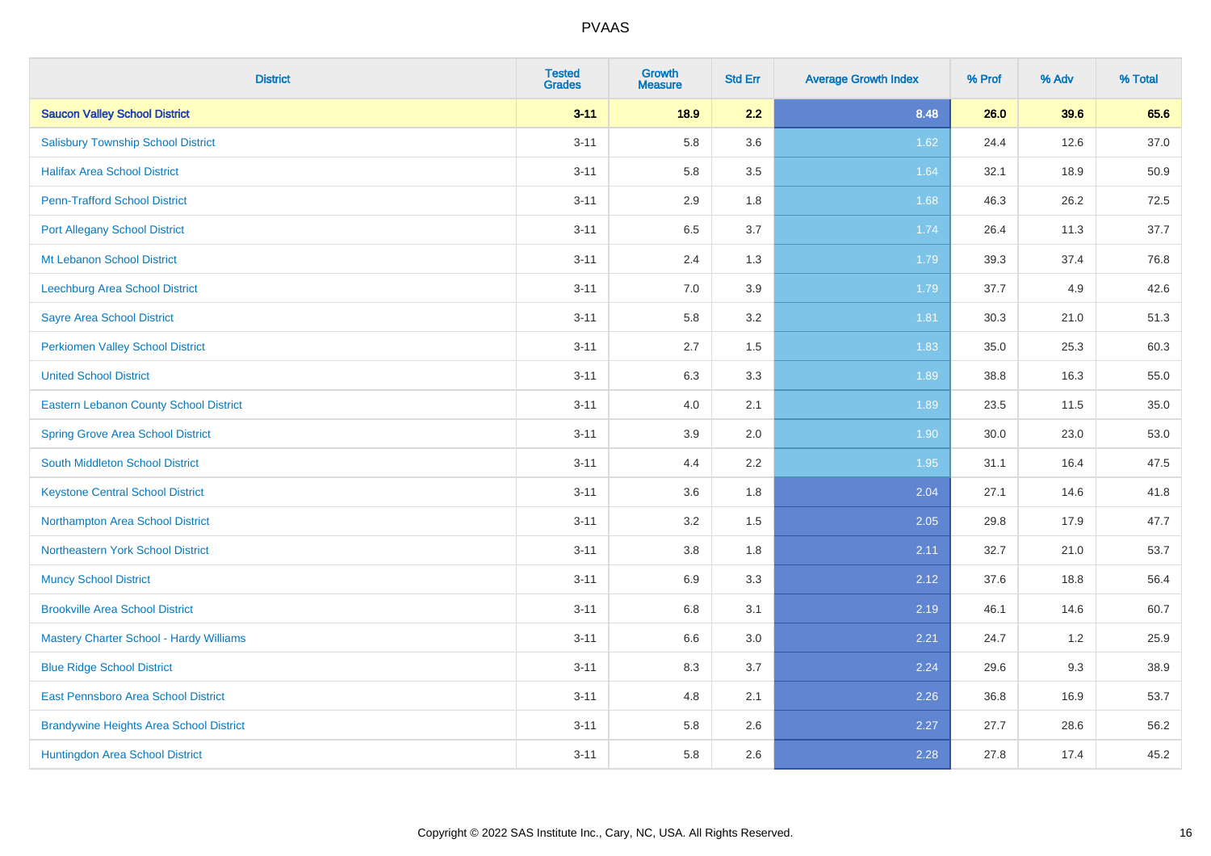| District | Tested Grades | Growth Measure | Std Err | Average Growth Index | % Prof | % Adv | % Total |
|---|---|---|---|---|---|---|---|
| **Saucon Valley School District** | **3-11** | **18.9** | **2.2** | **8.48** | **26.0** | **39.6** | **65.6** |
| Salisbury Township School District | 3-11 | 5.8 | 3.6 | 1.62 | 24.4 | 12.6 | 37.0 |
| Halifax Area School District | 3-11 | 5.8 | 3.5 | 1.64 | 32.1 | 18.9 | 50.9 |
| Penn-Trafford School District | 3-11 | 2.9 | 1.8 | 1.68 | 46.3 | 26.2 | 72.5 |
| Port Allegany School District | 3-11 | 6.5 | 3.7 | 1.74 | 26.4 | 11.3 | 37.7 |
| Mt Lebanon School District | 3-11 | 2.4 | 1.3 | 1.79 | 39.3 | 37.4 | 76.8 |
| Leechburg Area School District | 3-11 | 7.0 | 3.9 | 1.79 | 37.7 | 4.9 | 42.6 |
| Sayre Area School District | 3-11 | 5.8 | 3.2 | 1.81 | 30.3 | 21.0 | 51.3 |
| Perkiomen Valley School District | 3-11 | 2.7 | 1.5 | 1.83 | 35.0 | 25.3 | 60.3 |
| United School District | 3-11 | 6.3 | 3.3 | 1.89 | 38.8 | 16.3 | 55.0 |
| Eastern Lebanon County School District | 3-11 | 4.0 | 2.1 | 1.89 | 23.5 | 11.5 | 35.0 |
| Spring Grove Area School District | 3-11 | 3.9 | 2.0 | 1.90 | 30.0 | 23.0 | 53.0 |
| South Middleton School District | 3-11 | 4.4 | 2.2 | 1.95 | 31.1 | 16.4 | 47.5 |
| Keystone Central School District | 3-11 | 3.6 | 1.8 | 2.04 | 27.1 | 14.6 | 41.8 |
| Northampton Area School District | 3-11 | 3.2 | 1.5 | 2.05 | 29.8 | 17.9 | 47.7 |
| Northeastern York School District | 3-11 | 3.8 | 1.8 | 2.11 | 32.7 | 21.0 | 53.7 |
| Muncy School District | 3-11 | 6.9 | 3.3 | 2.12 | 37.6 | 18.8 | 56.4 |
| Brookville Area School District | 3-11 | 6.8 | 3.1 | 2.19 | 46.1 | 14.6 | 60.7 |
| Mastery Charter School - Hardy Williams | 3-11 | 6.6 | 3.0 | 2.21 | 24.7 | 1.2 | 25.9 |
| Blue Ridge School District | 3-11 | 8.3 | 3.7 | 2.24 | 29.6 | 9.3 | 38.9 |
| East Pennsboro Area School District | 3-11 | 4.8 | 2.1 | 2.26 | 36.8 | 16.9 | 53.7 |
| Brandywine Heights Area School District | 3-11 | 5.8 | 2.6 | 2.27 | 27.7 | 28.6 | 56.2 |
| Huntingdon Area School District | 3-11 | 5.8 | 2.6 | 2.28 | 27.8 | 17.4 | 45.2 |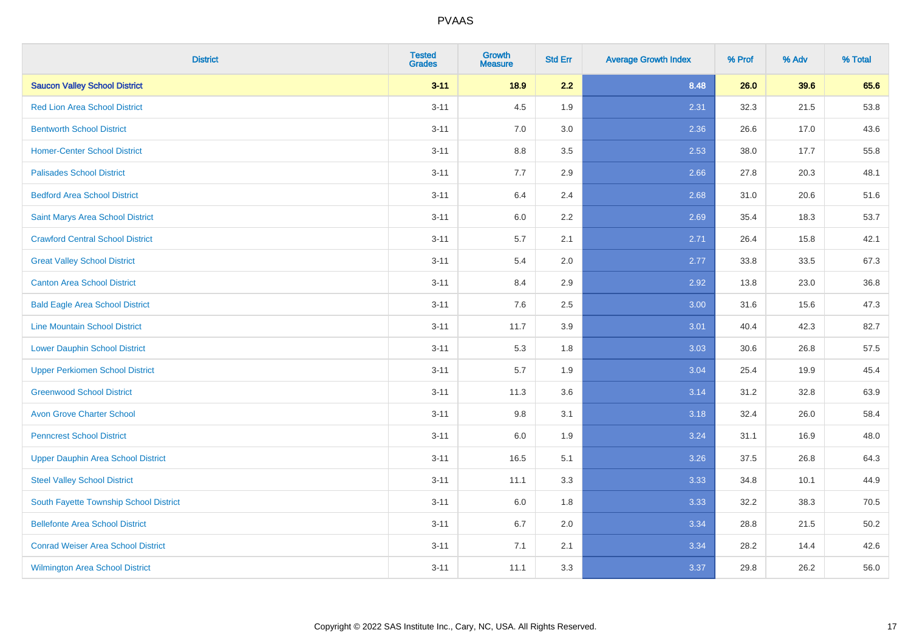| District | Tested Grades | Growth Measure | Std Err | Average Growth Index | % Prof | % Adv | % Total |
|---|---|---|---|---|---|---|---|
| **Saucon Valley School District** | **3-11** | **18.9** | **2.2** | **8.48** | **26.0** | **39.6** | **65.6** |
| Red Lion Area School District | 3-11 | 4.5 | 1.9 | 2.31 | 32.3 | 21.5 | 53.8 |
| Bentworth School District | 3-11 | 7.0 | 3.0 | 2.36 | 26.6 | 17.0 | 43.6 |
| Homer-Center School District | 3-11 | 8.8 | 3.5 | 2.53 | 38.0 | 17.7 | 55.8 |
| Palisades School District | 3-11 | 7.7 | 2.9 | 2.66 | 27.8 | 20.3 | 48.1 |
| Bedford Area School District | 3-11 | 6.4 | 2.4 | 2.68 | 31.0 | 20.6 | 51.6 |
| Saint Marys Area School District | 3-11 | 6.0 | 2.2 | 2.69 | 35.4 | 18.3 | 53.7 |
| Crawford Central School District | 3-11 | 5.7 | 2.1 | 2.71 | 26.4 | 15.8 | 42.1 |
| Great Valley School District | 3-11 | 5.4 | 2.0 | 2.77 | 33.8 | 33.5 | 67.3 |
| Canton Area School District | 3-11 | 8.4 | 2.9 | 2.92 | 13.8 | 23.0 | 36.8 |
| Bald Eagle Area School District | 3-11 | 7.6 | 2.5 | 3.00 | 31.6 | 15.6 | 47.3 |
| Line Mountain School District | 3-11 | 11.7 | 3.9 | 3.01 | 40.4 | 42.3 | 82.7 |
| Lower Dauphin School District | 3-11 | 5.3 | 1.8 | 3.03 | 30.6 | 26.8 | 57.5 |
| Upper Perkiomen School District | 3-11 | 5.7 | 1.9 | 3.04 | 25.4 | 19.9 | 45.4 |
| Greenwood School District | 3-11 | 11.3 | 3.6 | 3.14 | 31.2 | 32.8 | 63.9 |
| Avon Grove Charter School | 3-11 | 9.8 | 3.1 | 3.18 | 32.4 | 26.0 | 58.4 |
| Penncrest School District | 3-11 | 6.0 | 1.9 | 3.24 | 31.1 | 16.9 | 48.0 |
| Upper Dauphin Area School District | 3-11 | 16.5 | 5.1 | 3.26 | 37.5 | 26.8 | 64.3 |
| Steel Valley School District | 3-11 | 11.1 | 3.3 | 3.33 | 34.8 | 10.1 | 44.9 |
| South Fayette Township School District | 3-11 | 6.0 | 1.8 | 3.33 | 32.2 | 38.3 | 70.5 |
| Bellefonte Area School District | 3-11 | 6.7 | 2.0 | 3.34 | 28.8 | 21.5 | 50.2 |
| Conrad Weiser Area School District | 3-11 | 7.1 | 2.1 | 3.34 | 28.2 | 14.4 | 42.6 |
| Wilmington Area School District | 3-11 | 11.1 | 3.3 | 3.37 | 29.8 | 26.2 | 56.0 |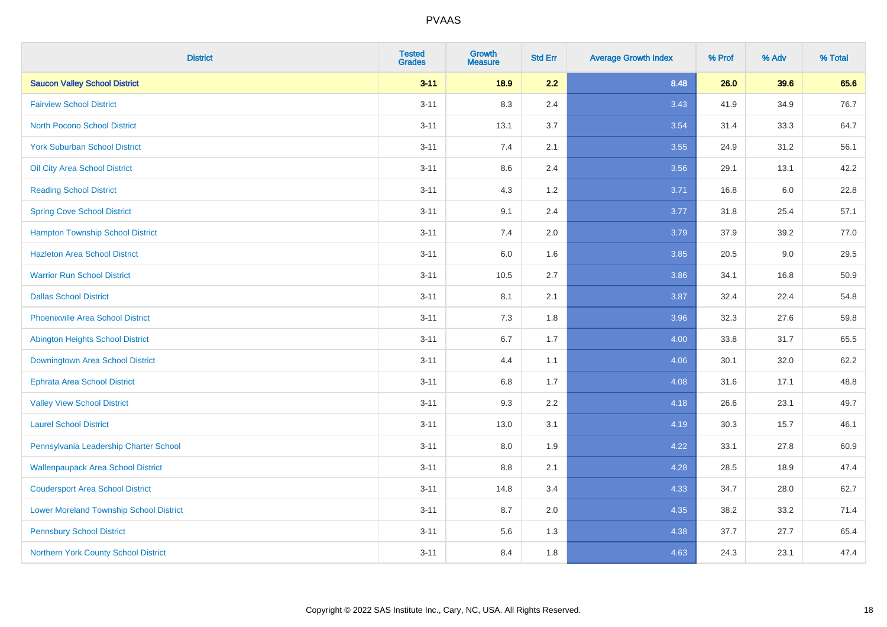# PVAAS

| District | Tested Grades | Growth Measure | Std Err | Average Growth Index | % Prof | % Adv | % Total |
|---|---|---|---|---|---|---|---|
| **Saucon Valley School District** | **3-11** | **18.9** | **2.2** | **8.48** | **26.0** | **39.6** | **65.6** |
| Fairview School District | 3-11 | 8.3 | 2.4 | 3.43 | 41.9 | 34.9 | 76.7 |
| North Pocono School District | 3-11 | 13.1 | 3.7 | 3.54 | 31.4 | 33.3 | 64.7 |
| York Suburban School District | 3-11 | 7.4 | 2.1 | 3.55 | 24.9 | 31.2 | 56.1 |
| Oil City Area School District | 3-11 | 8.6 | 2.4 | 3.56 | 29.1 | 13.1 | 42.2 |
| Reading School District | 3-11 | 4.3 | 1.2 | 3.71 | 16.8 | 6.0 | 22.8 |
| Spring Cove School District | 3-11 | 9.1 | 2.4 | 3.77 | 31.8 | 25.4 | 57.1 |
| Hampton Township School District | 3-11 | 7.4 | 2.0 | 3.79 | 37.9 | 39.2 | 77.0 |
| Hazleton Area School District | 3-11 | 6.0 | 1.6 | 3.85 | 20.5 | 9.0 | 29.5 |
| Warrior Run School District | 3-11 | 10.5 | 2.7 | 3.86 | 34.1 | 16.8 | 50.9 |
| Dallas School District | 3-11 | 8.1 | 2.1 | 3.87 | 32.4 | 22.4 | 54.8 |
| Phoenixville Area School District | 3-11 | 7.3 | 1.8 | 3.96 | 32.3 | 27.6 | 59.8 |
| Abington Heights School District | 3-11 | 6.7 | 1.7 | 4.00 | 33.8 | 31.7 | 65.5 |
| Downingtown Area School District | 3-11 | 4.4 | 1.1 | 4.06 | 30.1 | 32.0 | 62.2 |
| Ephrata Area School District | 3-11 | 6.8 | 1.7 | 4.08 | 31.6 | 17.1 | 48.8 |
| Valley View School District | 3-11 | 9.3 | 2.2 | 4.18 | 26.6 | 23.1 | 49.7 |
| Laurel School District | 3-11 | 13.0 | 3.1 | 4.19 | 30.3 | 15.7 | 46.1 |
| Pennsylvania Leadership Charter School | 3-11 | 8.0 | 1.9 | 4.22 | 33.1 | 27.8 | 60.9 |
| Wallenpaupack Area School District | 3-11 | 8.8 | 2.1 | 4.28 | 28.5 | 18.9 | 47.4 |
| Coudersport Area School District | 3-11 | 14.8 | 3.4 | 4.33 | 34.7 | 28.0 | 62.7 |
| Lower Moreland Township School District | 3-11 | 8.7 | 2.0 | 4.35 | 38.2 | 33.2 | 71.4 |
| Pennsbury School District | 3-11 | 5.6 | 1.3 | 4.38 | 37.7 | 27.7 | 65.4 |
| Northern York County School District | 3-11 | 8.4 | 1.8 | 4.63 | 24.3 | 23.1 | 47.4 |

Copyright © 2022 SAS Institute Inc., Cary, NC, USA. All Rights Reserved.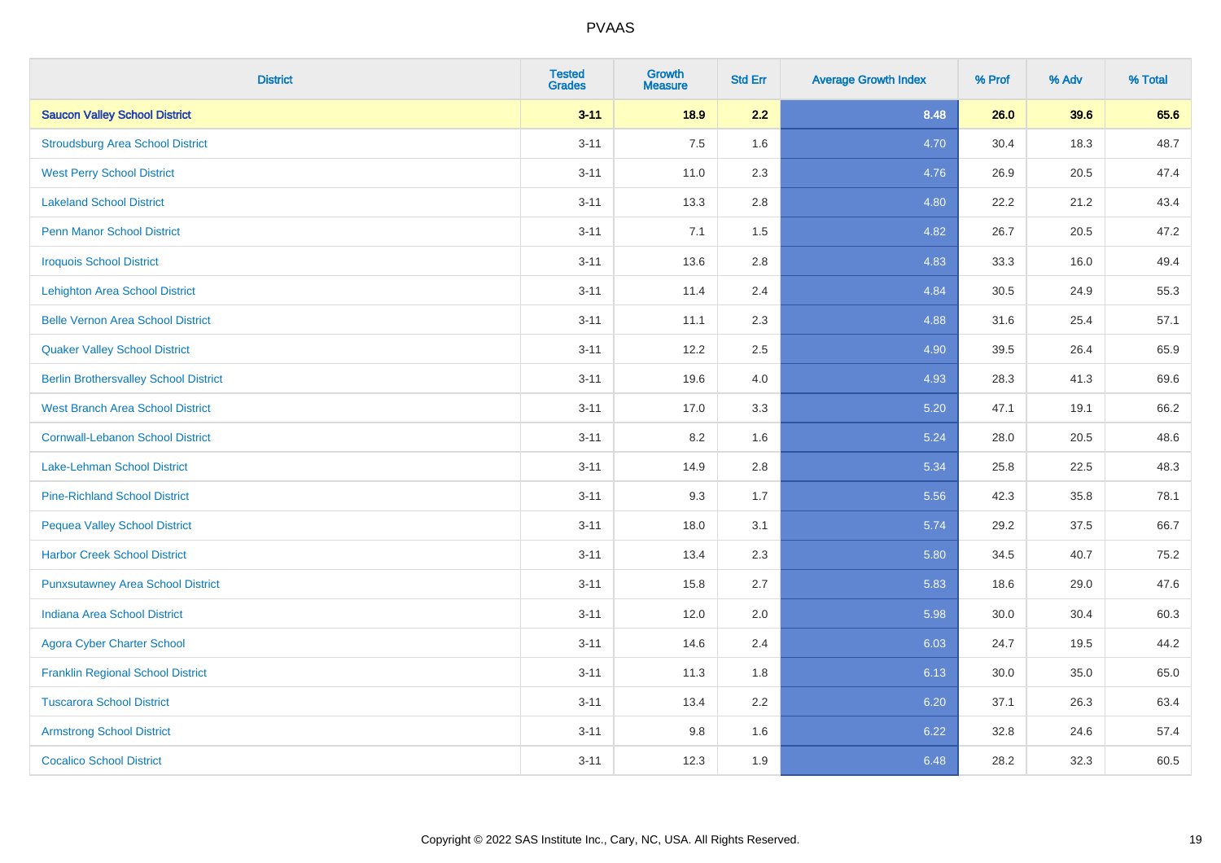| District | Tested Grades | Growth Measure | Std Err | Average Growth Index | % Prof | % Adv | % Total |
|---|---|---|---|---|---|---|---|
| **Saucon Valley School District** | **3-11** | **18.9** | **2.2** | **8.48** | **26.0** | **39.6** | **65.6** |
| Stroudsburg Area School District | 3-11 | 7.5 | 1.6 | 4.70 | 30.4 | 18.3 | 48.7 |
| West Perry School District | 3-11 | 11.0 | 2.3 | 4.76 | 26.9 | 20.5 | 47.4 |
| Lakeland School District | 3-11 | 13.3 | 2.8 | 4.80 | 22.2 | 21.2 | 43.4 |
| Penn Manor School District | 3-11 | 7.1 | 1.5 | 4.82 | 26.7 | 20.5 | 47.2 |
| Iroquois School District | 3-11 | 13.6 | 2.8 | 4.83 | 33.3 | 16.0 | 49.4 |
| Lehighton Area School District | 3-11 | 11.4 | 2.4 | 4.84 | 30.5 | 24.9 | 55.3 |
| Belle Vernon Area School District | 3-11 | 11.1 | 2.3 | 4.88 | 31.6 | 25.4 | 57.1 |
| Quaker Valley School District | 3-11 | 12.2 | 2.5 | 4.90 | 39.5 | 26.4 | 65.9 |
| Berlin Brothersvalley School District | 3-11 | 19.6 | 4.0 | 4.93 | 28.3 | 41.3 | 69.6 |
| West Branch Area School District | 3-11 | 17.0 | 3.3 | 5.20 | 47.1 | 19.1 | 66.2 |
| Cornwall-Lebanon School District | 3-11 | 8.2 | 1.6 | 5.24 | 28.0 | 20.5 | 48.6 |
| Lake-Lehman School District | 3-11 | 14.9 | 2.8 | 5.34 | 25.8 | 22.5 | 48.3 |
| Pine-Richland School District | 3-11 | 9.3 | 1.7 | 5.56 | 42.3 | 35.8 | 78.1 |
| Pequea Valley School District | 3-11 | 18.0 | 3.1 | 5.74 | 29.2 | 37.5 | 66.7 |
| Harbor Creek School District | 3-11 | 13.4 | 2.3 | 5.80 | 34.5 | 40.7 | 75.2 |
| Punxsutawney Area School District | 3-11 | 15.8 | 2.7 | 5.83 | 18.6 | 29.0 | 47.6 |
| Indiana Area School District | 3-11 | 12.0 | 2.0 | 5.98 | 30.0 | 30.4 | 60.3 |
| Agora Cyber Charter School | 3-11 | 14.6 | 2.4 | 6.03 | 24.7 | 19.5 | 44.2 |
| Franklin Regional School District | 3-11 | 11.3 | 1.8 | 6.13 | 30.0 | 35.0 | 65.0 |
| Tuscarora School District | 3-11 | 13.4 | 2.2 | 6.20 | 37.1 | 26.3 | 63.4 |
| Armstrong School District | 3-11 | 9.8 | 1.6 | 6.22 | 32.8 | 24.6 | 57.4 |
| Cocalico School District | 3-11 | 12.3 | 1.9 | 6.48 | 28.2 | 32.3 | 60.5 |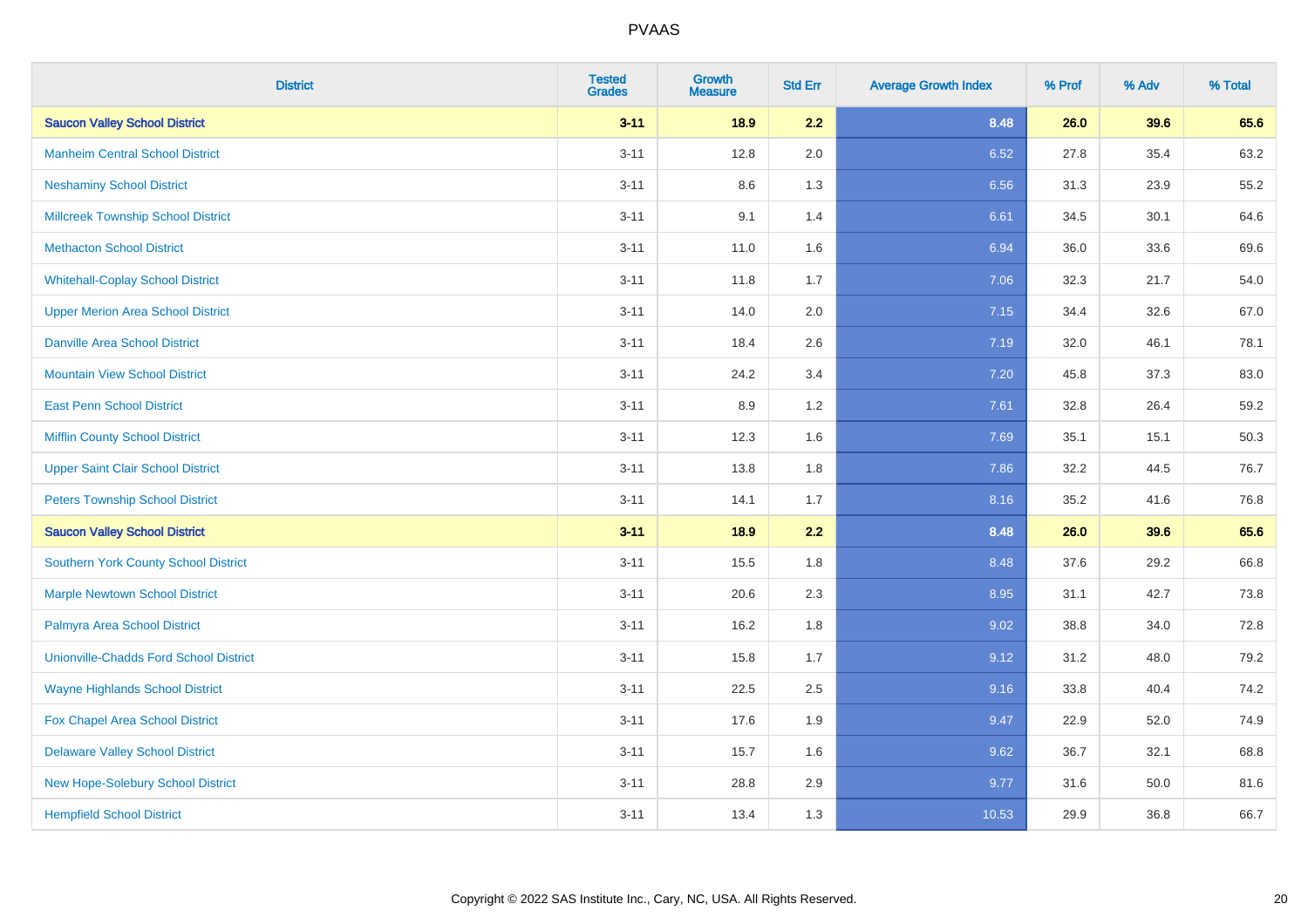| District | Tested Grades | Growth Measure | Std Err | Average Growth Index | % Prof | % Adv | % Total |
|---|---|---|---|---|---|---|---|
| **Saucon Valley School District** | **3-11** | **18.9** | **2.2** | **8.48** | **26.0** | **39.6** | **65.6** |
| Manheim Central School District | 3-11 | 12.8 | 2.0 | 6.52 | 27.8 | 35.4 | 63.2 |
| Neshaminy School District | 3-11 | 8.6 | 1.3 | 6.56 | 31.3 | 23.9 | 55.2 |
| Millcreek Township School District | 3-11 | 9.1 | 1.4 | 6.61 | 34.5 | 30.1 | 64.6 |
| Methacton School District | 3-11 | 11.0 | 1.6 | 6.94 | 36.0 | 33.6 | 69.6 |
| Whitehall-Coplay School District | 3-11 | 11.8 | 1.7 | 7.06 | 32.3 | 21.7 | 54.0 |
| Upper Merion Area School District | 3-11 | 14.0 | 2.0 | 7.15 | 34.4 | 32.6 | 67.0 |
| Danville Area School District | 3-11 | 18.4 | 2.6 | 7.19 | 32.0 | 46.1 | 78.1 |
| Mountain View School District | 3-11 | 24.2 | 3.4 | 7.20 | 45.8 | 37.3 | 83.0 |
| East Penn School District | 3-11 | 8.9 | 1.2 | 7.61 | 32.8 | 26.4 | 59.2 |
| Mifflin County School District | 3-11 | 12.3 | 1.6 | 7.69 | 35.1 | 15.1 | 50.3 |
| Upper Saint Clair School District | 3-11 | 13.8 | 1.8 | 7.86 | 32.2 | 44.5 | 76.7 |
| Peters Township School District | 3-11 | 14.1 | 1.7 | 8.16 | 35.2 | 41.6 | 76.8 |
| **Saucon Valley School District** | **3-11** | **18.9** | **2.2** | **8.48** | **26.0** | **39.6** | **65.6** |
| Southern York County School District | 3-11 | 15.5 | 1.8 | 8.48 | 37.6 | 29.2 | 66.8 |
| Marple Newtown School District | 3-11 | 20.6 | 2.3 | 8.95 | 31.1 | 42.7 | 73.8 |
| Palmyra Area School District | 3-11 | 16.2 | 1.8 | 9.02 | 38.8 | 34.0 | 72.8 |
| Unionville-Chadds Ford School District | 3-11 | 15.8 | 1.7 | 9.12 | 31.2 | 48.0 | 79.2 |
| Wayne Highlands School District | 3-11 | 22.5 | 2.5 | 9.16 | 33.8 | 40.4 | 74.2 |
| Fox Chapel Area School District | 3-11 | 17.6 | 1.9 | 9.47 | 22.9 | 52.0 | 74.9 |
| Delaware Valley School District | 3-11 | 15.7 | 1.6 | 9.62 | 36.7 | 32.1 | 68.8 |
| New Hope-Solebury School District | 3-11 | 28.8 | 2.9 | 9.77 | 31.6 | 50.0 | 81.6 |
| Hempfield School District | 3-11 | 13.4 | 1.3 | 10.53 | 29.9 | 36.8 | 66.7 |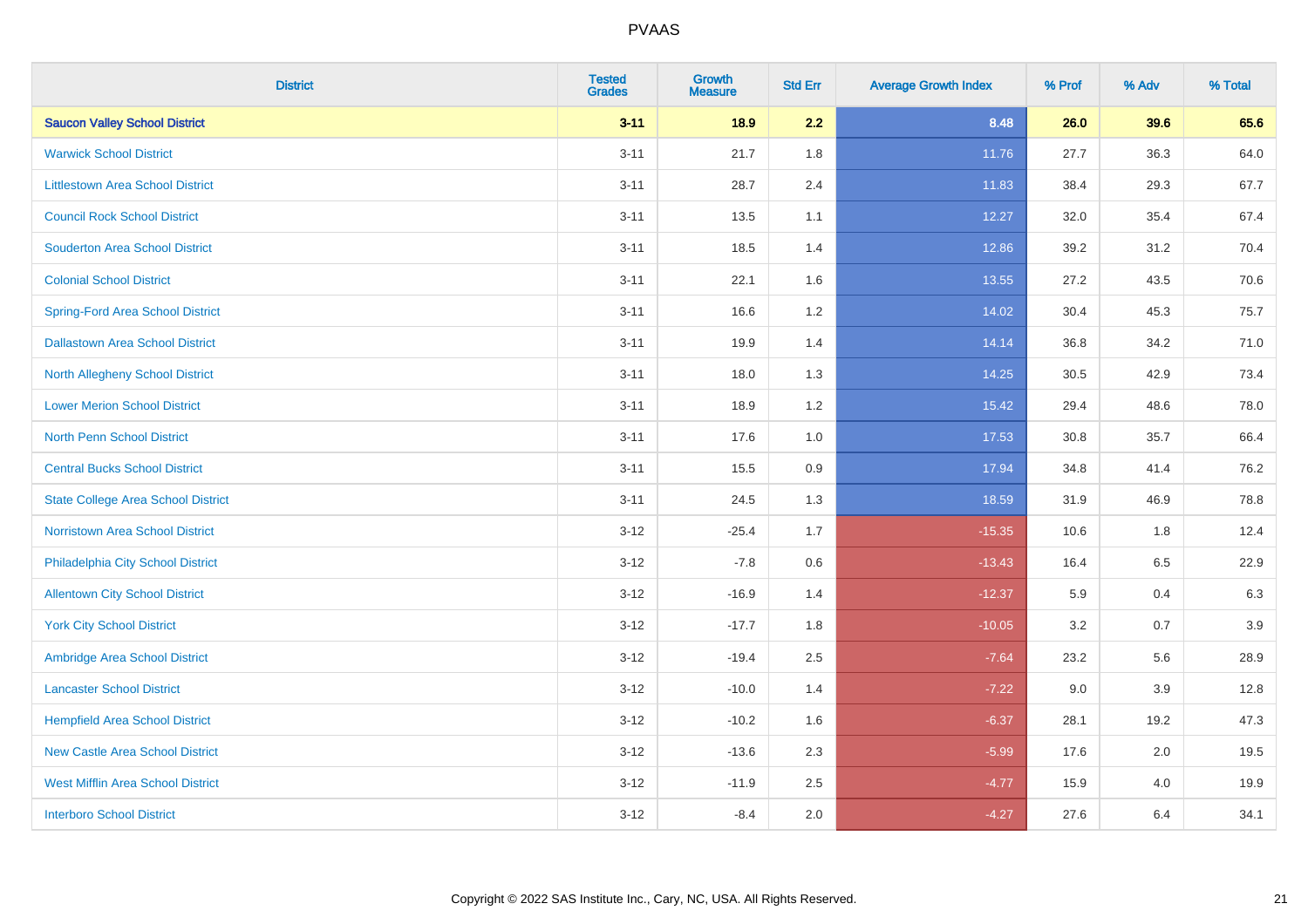# PVAAS

| District | Tested Grades | Growth Measure | Std Err | Average Growth Index | % Prof | % Adv | % Total |
|---|---|---|---|---|---|---|---|
| **Saucon Valley School District** | **3-11** | **18.9** | **2.2** | **8.48** | **26.0** | **39.6** | **65.6** |
| Warwick School District | 3-11 | 21.7 | 1.8 | 11.76 | 27.7 | 36.3 | 64.0 |
| Littlestown Area School District | 3-11 | 28.7 | 2.4 | 11.83 | 38.4 | 29.3 | 67.7 |
| Council Rock School District | 3-11 | 13.5 | 1.1 | 12.27 | 32.0 | 35.4 | 67.4 |
| Souderton Area School District | 3-11 | 18.5 | 1.4 | 12.86 | 39.2 | 31.2 | 70.4 |
| Colonial School District | 3-11 | 22.1 | 1.6 | 13.55 | 27.2 | 43.5 | 70.6 |
| Spring-Ford Area School District | 3-11 | 16.6 | 1.2 | 14.02 | 30.4 | 45.3 | 75.7 |
| Dallastown Area School District | 3-11 | 19.9 | 1.4 | 14.14 | 36.8 | 34.2 | 71.0 |
| North Allegheny School District | 3-11 | 18.0 | 1.3 | 14.25 | 30.5 | 42.9 | 73.4 |
| Lower Merion School District | 3-11 | 18.9 | 1.2 | 15.42 | 29.4 | 48.6 | 78.0 |
| North Penn School District | 3-11 | 17.6 | 1.0 | 17.53 | 30.8 | 35.7 | 66.4 |
| Central Bucks School District | 3-11 | 15.5 | 0.9 | 17.94 | 34.8 | 41.4 | 76.2 |
| State College Area School District | 3-11 | 24.5 | 1.3 | 18.59 | 31.9 | 46.9 | 78.8 |
| Norristown Area School District | 3-12 | -25.4 | 1.7 | -15.35 | 10.6 | 1.8 | 12.4 |
| Philadelphia City School District | 3-12 | -7.8 | 0.6 | -13.43 | 16.4 | 6.5 | 22.9 |
| Allentown City School District | 3-12 | -16.9 | 1.4 | -12.37 | 5.9 | 0.4 | 6.3 |
| York City School District | 3-12 | -17.7 | 1.8 | -10.05 | 3.2 | 0.7 | 3.9 |
| Ambridge Area School District | 3-12 | -19.4 | 2.5 | -7.64 | 23.2 | 5.6 | 28.9 |
| Lancaster School District | 3-12 | -10.0 | 1.4 | -7.22 | 9.0 | 3.9 | 12.8 |
| Hempfield Area School District | 3-12 | -10.2 | 1.6 | -6.37 | 28.1 | 19.2 | 47.3 |
| New Castle Area School District | 3-12 | -13.6 | 2.3 | -5.99 | 17.6 | 2.0 | 19.5 |
| West Mifflin Area School District | 3-12 | -11.9 | 2.5 | -4.77 | 15.9 | 4.0 | 19.9 |
| Interboro School District | 3-12 | -8.4 | 2.0 | -4.27 | 27.6 | 6.4 | 34.1 |

Copyright © 2022 SAS Institute Inc., Cary, NC, USA. All Rights Reserved.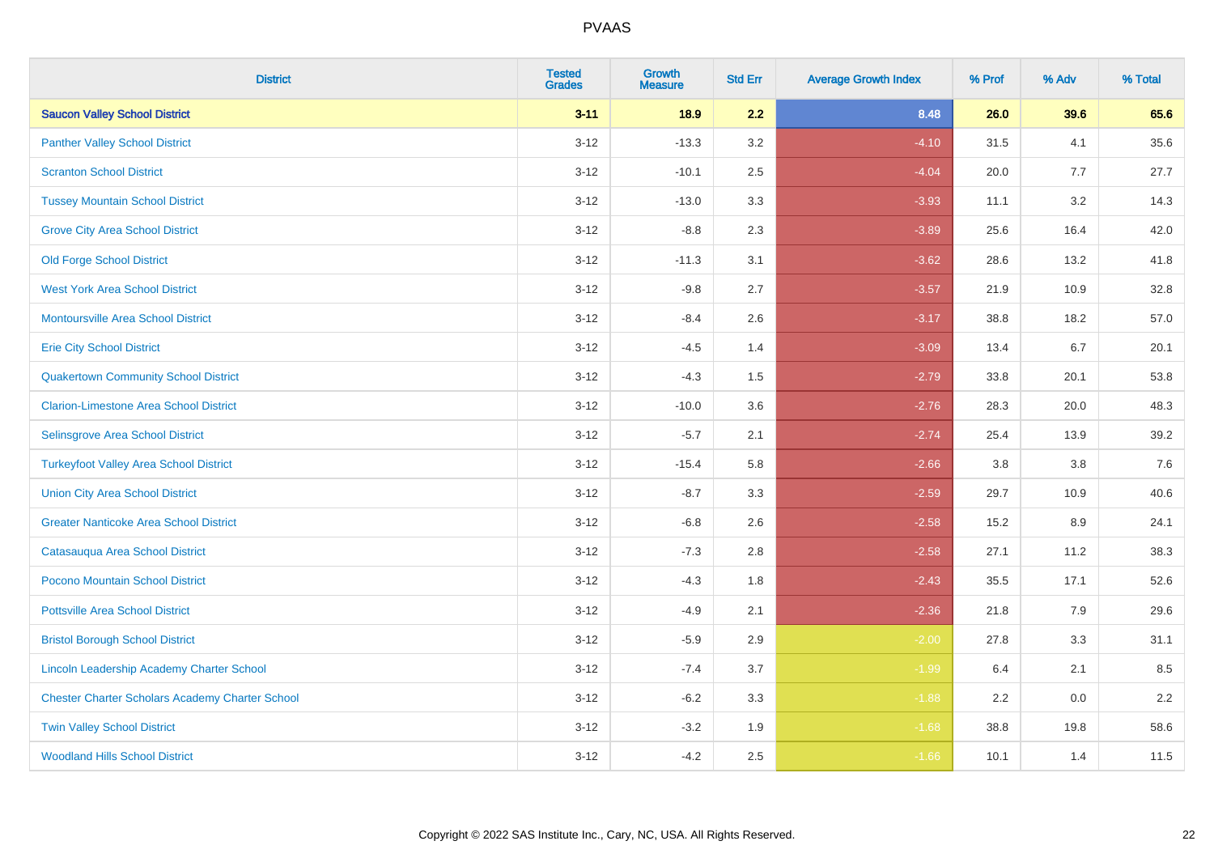# PVAAS

| District | Tested Grades | Growth Measure | Std Err | Average Growth Index | % Prof | % Adv | % Total |
|---|---|---|---|---|---|---|---|
| **Saucon Valley School District** | **3-11** | **18.9** | **2.2** | **8.48** | **26.0** | **39.6** | **65.6** |
| Panther Valley School District | 3-12 | -13.3 | 3.2 | -4.10 | 31.5 | 4.1 | 35.6 |
| Scranton School District | 3-12 | -10.1 | 2.5 | -4.04 | 20.0 | 7.7 | 27.7 |
| Tussey Mountain School District | 3-12 | -13.0 | 3.3 | -3.93 | 11.1 | 3.2 | 14.3 |
| Grove City Area School District | 3-12 | -8.8 | 2.3 | -3.89 | 25.6 | 16.4 | 42.0 |
| Old Forge School District | 3-12 | -11.3 | 3.1 | -3.62 | 28.6 | 13.2 | 41.8 |
| West York Area School District | 3-12 | -9.8 | 2.7 | -3.57 | 21.9 | 10.9 | 32.8 |
| Montoursville Area School District | 3-12 | -8.4 | 2.6 | -3.17 | 38.8 | 18.2 | 57.0 |
| Erie City School District | 3-12 | -4.5 | 1.4 | -3.09 | 13.4 | 6.7 | 20.1 |
| Quakertown Community School District | 3-12 | -4.3 | 1.5 | -2.79 | 33.8 | 20.1 | 53.8 |
| Clarion-Limestone Area School District | 3-12 | -10.0 | 3.6 | -2.76 | 28.3 | 20.0 | 48.3 |
| Selinsgrove Area School District | 3-12 | -5.7 | 2.1 | -2.74 | 25.4 | 13.9 | 39.2 |
| Turkeyfoot Valley Area School District | 3-12 | -15.4 | 5.8 | -2.66 | 3.8 | 3.8 | 7.6 |
| Union City Area School District | 3-12 | -8.7 | 3.3 | -2.59 | 29.7 | 10.9 | 40.6 |
| Greater Nanticoke Area School District | 3-12 | -6.8 | 2.6 | -2.58 | 15.2 | 8.9 | 24.1 |
| Catasauqua Area School District | 3-12 | -7.3 | 2.8 | -2.58 | 27.1 | 11.2 | 38.3 |
| Pocono Mountain School District | 3-12 | -4.3 | 1.8 | -2.43 | 35.5 | 17.1 | 52.6 |
| Pottsville Area School District | 3-12 | -4.9 | 2.1 | -2.36 | 21.8 | 7.9 | 29.6 |
| Bristol Borough School District | 3-12 | -5.9 | 2.9 | -2.00 | 27.8 | 3.3 | 31.1 |
| Lincoln Leadership Academy Charter School | 3-12 | -7.4 | 3.7 | -1.99 | 6.4 | 2.1 | 8.5 |
| Chester Charter Scholars Academy Charter School | 3-12 | -6.2 | 3.3 | -1.88 | 2.2 | 0.0 | 2.2 |
| Twin Valley School District | 3-12 | -3.2 | 1.9 | -1.68 | 38.8 | 19.8 | 58.6 |
| Woodland Hills School District | 3-12 | -4.2 | 2.5 | -1.66 | 10.1 | 1.4 | 11.5 |

Copyright © 2022 SAS Institute Inc., Cary, NC, USA. All Rights Reserved.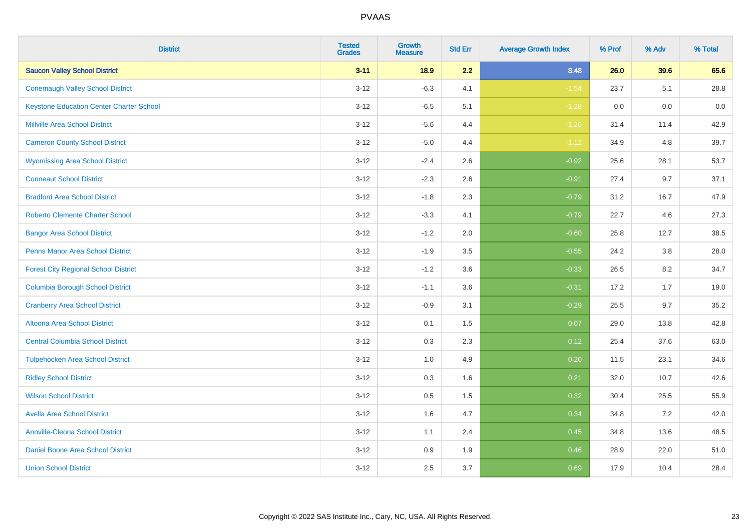PVAAS

| District | Tested Grades | Growth Measure | Std Err | Average Growth Index | % Prof | % Adv | % Total |
|---|---|---|---|---|---|---|---|
| **Saucon Valley School District** | **3-11** | **18.9** | **2.2** | **8.48** | **26.0** | **39.6** | **65.6** |
| Conemaugh Valley School District | 3-12 | -6.3 | 4.1 | -1.54 | 23.7 | 5.1 | 28.8 |
| Keystone Education Center Charter School | 3-12 | -6.5 | 5.1 | -1.28 | 0.0 | 0.0 | 0.0 |
| Millville Area School District | 3-12 | -5.6 | 4.4 | -1.26 | 31.4 | 11.4 | 42.9 |
| Cameron County School District | 3-12 | -5.0 | 4.4 | -1.12 | 34.9 | 4.8 | 39.7 |
| Wyomissing Area School District | 3-12 | -2.4 | 2.6 | -0.92 | 25.6 | 28.1 | 53.7 |
| Conneaut School District | 3-12 | -2.3 | 2.6 | -0.91 | 27.4 | 9.7 | 37.1 |
| Bradford Area School District | 3-12 | -1.8 | 2.3 | -0.79 | 31.2 | 16.7 | 47.9 |
| Roberto Clemente Charter School | 3-12 | -3.3 | 4.1 | -0.79 | 22.7 | 4.6 | 27.3 |
| Bangor Area School District | 3-12 | -1.2 | 2.0 | -0.60 | 25.8 | 12.7 | 38.5 |
| Penns Manor Area School District | 3-12 | -1.9 | 3.5 | -0.55 | 24.2 | 3.8 | 28.0 |
| Forest City Regional School District | 3-12 | -1.2 | 3.6 | -0.33 | 26.5 | 8.2 | 34.7 |
| Columbia Borough School District | 3-12 | -1.1 | 3.6 | -0.31 | 17.2 | 1.7 | 19.0 |
| Cranberry Area School District | 3-12 | -0.9 | 3.1 | -0.29 | 25.5 | 9.7 | 35.2 |
| Altoona Area School District | 3-12 | 0.1 | 1.5 | 0.07 | 29.0 | 13.8 | 42.8 |
| Central Columbia School District | 3-12 | 0.3 | 2.3 | 0.12 | 25.4 | 37.6 | 63.0 |
| Tulpehocken Area School District | 3-12 | 1.0 | 4.9 | 0.20 | 11.5 | 23.1 | 34.6 |
| Ridley School District | 3-12 | 0.3 | 1.6 | 0.21 | 32.0 | 10.7 | 42.6 |
| Wilson School District | 3-12 | 0.5 | 1.5 | 0.32 | 30.4 | 25.5 | 55.9 |
| Avella Area School District | 3-12 | 1.6 | 4.7 | 0.34 | 34.8 | 7.2 | 42.0 |
| Annville-Cleona School District | 3-12 | 1.1 | 2.4 | 0.45 | 34.8 | 13.6 | 48.5 |
| Daniel Boone Area School District | 3-12 | 0.9 | 1.9 | 0.46 | 28.9 | 22.0 | 51.0 |
| Union School District | 3-12 | 2.5 | 3.7 | 0.69 | 17.9 | 10.4 | 28.4 |

Copyright © 2022 SAS Institute Inc., Cary, NC, USA. All Rights Reserved.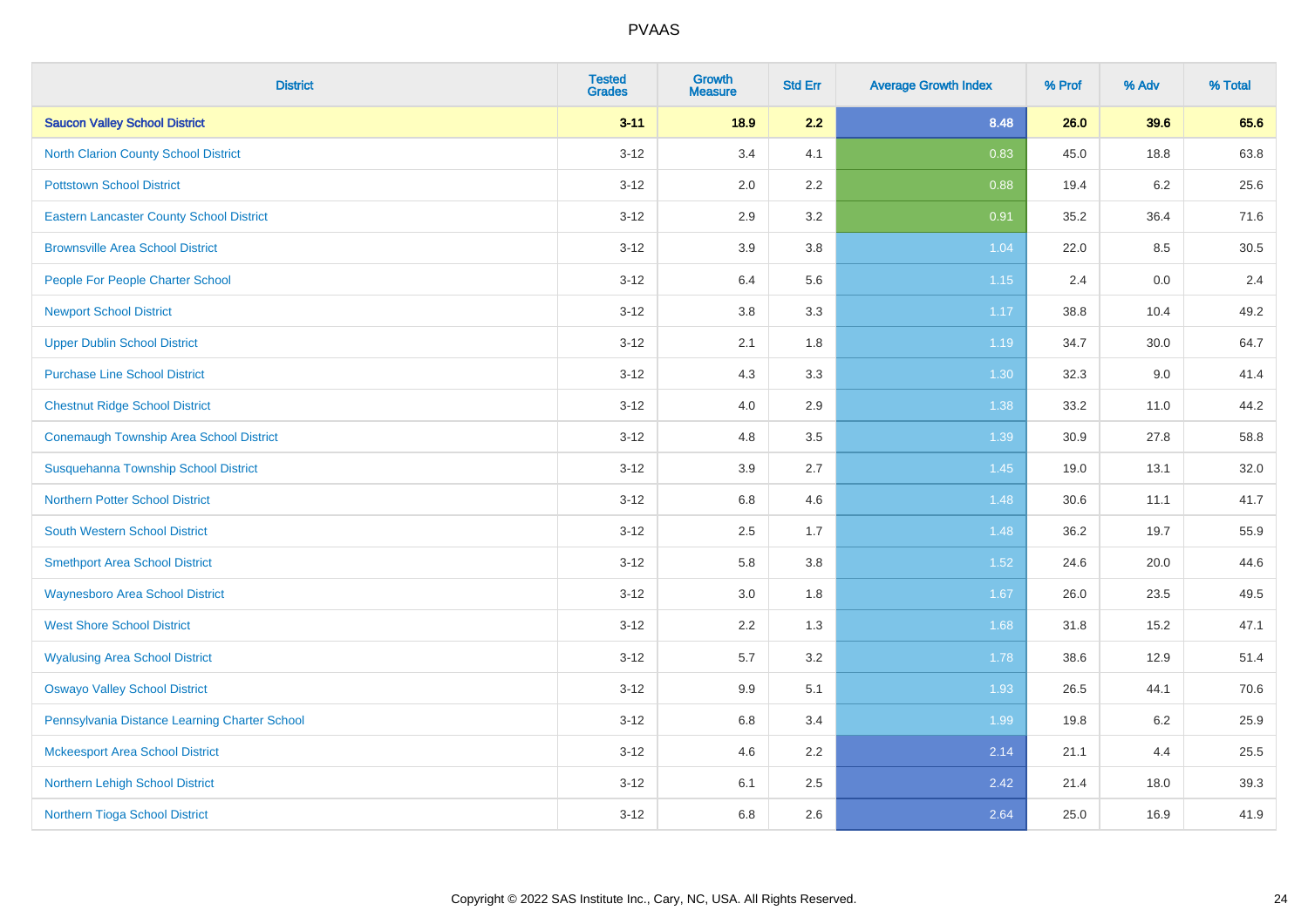| District | Tested Grades | Growth Measure | Std Err | Average Growth Index | % Prof | % Adv | % Total |
|---|---|---|---|---|---|---|---|
| **Saucon Valley School District** | **3-11** | **18.9** | **2.2** | **8.48** | **26.0** | **39.6** | **65.6** |
| North Clarion County School District | 3-12 | 3.4 | 4.1 | 0.83 | 45.0 | 18.8 | 63.8 |
| Pottstown School District | 3-12 | 2.0 | 2.2 | 0.88 | 19.4 | 6.2 | 25.6 |
| Eastern Lancaster County School District | 3-12 | 2.9 | 3.2 | 0.91 | 35.2 | 36.4 | 71.6 |
| Brownsville Area School District | 3-12 | 3.9 | 3.8 | 1.04 | 22.0 | 8.5 | 30.5 |
| People For People Charter School | 3-12 | 6.4 | 5.6 | 1.15 | 2.4 | 0.0 | 2.4 |
| Newport School District | 3-12 | 3.8 | 3.3 | 1.17 | 38.8 | 10.4 | 49.2 |
| Upper Dublin School District | 3-12 | 2.1 | 1.8 | 1.19 | 34.7 | 30.0 | 64.7 |
| Purchase Line School District | 3-12 | 4.3 | 3.3 | 1.30 | 32.3 | 9.0 | 41.4 |
| Chestnut Ridge School District | 3-12 | 4.0 | 2.9 | 1.38 | 33.2 | 11.0 | 44.2 |
| Conemaugh Township Area School District | 3-12 | 4.8 | 3.5 | 1.39 | 30.9 | 27.8 | 58.8 |
| Susquehanna Township School District | 3-12 | 3.9 | 2.7 | 1.45 | 19.0 | 13.1 | 32.0 |
| Northern Potter School District | 3-12 | 6.8 | 4.6 | 1.48 | 30.6 | 11.1 | 41.7 |
| South Western School District | 3-12 | 2.5 | 1.7 | 1.48 | 36.2 | 19.7 | 55.9 |
| Smethport Area School District | 3-12 | 5.8 | 3.8 | 1.52 | 24.6 | 20.0 | 44.6 |
| Waynesboro Area School District | 3-12 | 3.0 | 1.8 | 1.67 | 26.0 | 23.5 | 49.5 |
| West Shore School District | 3-12 | 2.2 | 1.3 | 1.68 | 31.8 | 15.2 | 47.1 |
| Wyalusing Area School District | 3-12 | 5.7 | 3.2 | 1.78 | 38.6 | 12.9 | 51.4 |
| Oswayo Valley School District | 3-12 | 9.9 | 5.1 | 1.93 | 26.5 | 44.1 | 70.6 |
| Pennsylvania Distance Learning Charter School | 3-12 | 6.8 | 3.4 | 1.99 | 19.8 | 6.2 | 25.9 |
| Mckeesport Area School District | 3-12 | 4.6 | 2.2 | 2.14 | 21.1 | 4.4 | 25.5 |
| Northern Lehigh School District | 3-12 | 6.1 | 2.5 | 2.42 | 21.4 | 18.0 | 39.3 |
| Northern Tioga School District | 3-12 | 6.8 | 2.6 | 2.64 | 25.0 | 16.9 | 41.9 |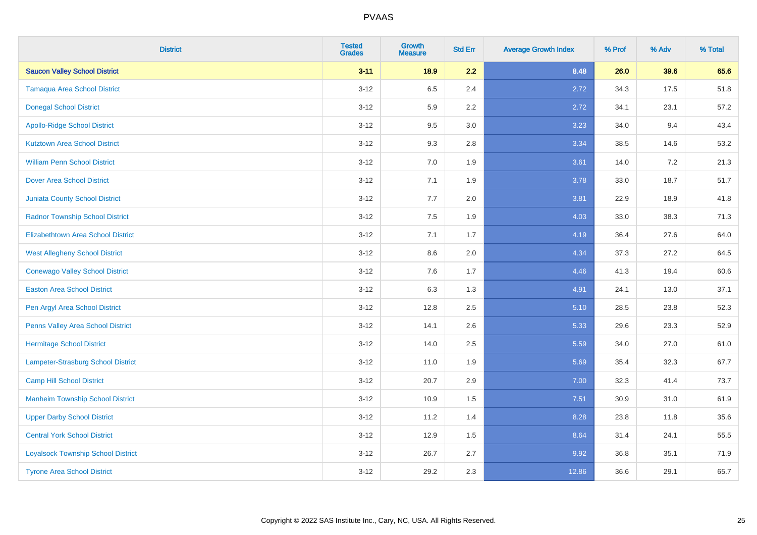| District | Tested Grades | Growth Measure | Std Err | Average Growth Index | % Prof | % Adv | % Total |
|---|---|---|---|---|---|---|---|
| **Saucon Valley School District** | **3-11** | **18.9** | **2.2** | **8.48** | **26.0** | **39.6** | **65.6** |
| Tamaqua Area School District | 3-12 | 6.5 | 2.4 | 2.72 | 34.3 | 17.5 | 51.8 |
| Donegal School District | 3-12 | 5.9 | 2.2 | 2.72 | 34.1 | 23.1 | 57.2 |
| Apollo-Ridge School District | 3-12 | 9.5 | 3.0 | 3.23 | 34.0 | 9.4 | 43.4 |
| Kutztown Area School District | 3-12 | 9.3 | 2.8 | 3.34 | 38.5 | 14.6 | 53.2 |
| William Penn School District | 3-12 | 7.0 | 1.9 | 3.61 | 14.0 | 7.2 | 21.3 |
| Dover Area School District | 3-12 | 7.1 | 1.9 | 3.78 | 33.0 | 18.7 | 51.7 |
| Juniata County School District | 3-12 | 7.7 | 2.0 | 3.81 | 22.9 | 18.9 | 41.8 |
| Radnor Township School District | 3-12 | 7.5 | 1.9 | 4.03 | 33.0 | 38.3 | 71.3 |
| Elizabethtown Area School District | 3-12 | 7.1 | 1.7 | 4.19 | 36.4 | 27.6 | 64.0 |
| West Allegheny School District | 3-12 | 8.6 | 2.0 | 4.34 | 37.3 | 27.2 | 64.5 |
| Conewago Valley School District | 3-12 | 7.6 | 1.7 | 4.46 | 41.3 | 19.4 | 60.6 |
| Easton Area School District | 3-12 | 6.3 | 1.3 | 4.91 | 24.1 | 13.0 | 37.1 |
| Pen Argyl Area School District | 3-12 | 12.8 | 2.5 | 5.10 | 28.5 | 23.8 | 52.3 |
| Penns Valley Area School District | 3-12 | 14.1 | 2.6 | 5.33 | 29.6 | 23.3 | 52.9 |
| Hermitage School District | 3-12 | 14.0 | 2.5 | 5.59 | 34.0 | 27.0 | 61.0 |
| Lampeter-Strasburg School District | 3-12 | 11.0 | 1.9 | 5.69 | 35.4 | 32.3 | 67.7 |
| Camp Hill School District | 3-12 | 20.7 | 2.9 | 7.00 | 32.3 | 41.4 | 73.7 |
| Manheim Township School District | 3-12 | 10.9 | 1.5 | 7.51 | 30.9 | 31.0 | 61.9 |
| Upper Darby School District | 3-12 | 11.2 | 1.4 | 8.28 | 23.8 | 11.8 | 35.6 |
| Central York School District | 3-12 | 12.9 | 1.5 | 8.64 | 31.4 | 24.1 | 55.5 |
| Loyalsock Township School District | 3-12 | 26.7 | 2.7 | 9.92 | 36.8 | 35.1 | 71.9 |
| Tyrone Area School District | 3-12 | 29.2 | 2.3 | 12.86 | 36.6 | 29.1 | 65.7 |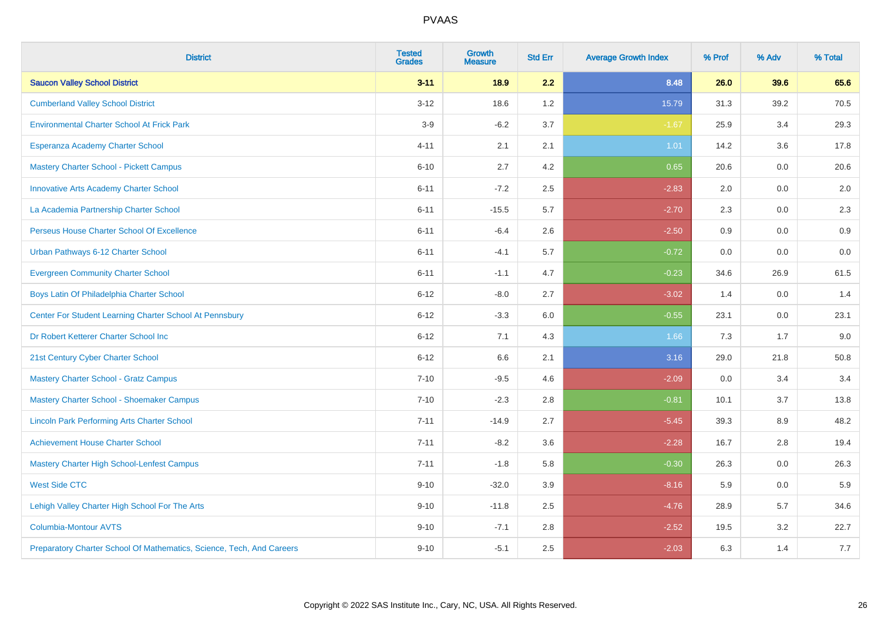# PVAAS

| District | Tested Grades | Growth Measure | Std Err | Average Growth Index | % Prof | % Adv | % Total |
|---|---|---|---|---|---|---|---|
| **Saucon Valley School District** | **3-11** | **18.9** | **2.2** | **8.48** | **26.0** | **39.6** | **65.6** |
| Cumberland Valley School District | 3-12 | 18.6 | 1.2 | 15.79 | 31.3 | 39.2 | 70.5 |
| Environmental Charter School At Frick Park | 3-9 | -6.2 | 3.7 | -1.67 | 25.9 | 3.4 | 29.3 |
| Esperanza Academy Charter School | 4-11 | 2.1 | 2.1 | 1.01 | 14.2 | 3.6 | 17.8 |
| Mastery Charter School - Pickett Campus | 6-10 | 2.7 | 4.2 | 0.65 | 20.6 | 0.0 | 20.6 |
| Innovative Arts Academy Charter School | 6-11 | -7.2 | 2.5 | -2.83 | 2.0 | 0.0 | 2.0 |
| La Academia Partnership Charter School | 6-11 | -15.5 | 5.7 | -2.70 | 2.3 | 0.0 | 2.3 |
| Perseus House Charter School Of Excellence | 6-11 | -6.4 | 2.6 | -2.50 | 0.9 | 0.0 | 0.9 |
| Urban Pathways 6-12 Charter School | 6-11 | -4.1 | 5.7 | -0.72 | 0.0 | 0.0 | 0.0 |
| Evergreen Community Charter School | 6-11 | -1.1 | 4.7 | -0.23 | 34.6 | 26.9 | 61.5 |
| Boys Latin Of Philadelphia Charter School | 6-12 | -8.0 | 2.7 | -3.02 | 1.4 | 0.0 | 1.4 |
| Center For Student Learning Charter School At Pennsbury | 6-12 | -3.3 | 6.0 | -0.55 | 23.1 | 0.0 | 23.1 |
| Dr Robert Ketterer Charter School Inc | 6-12 | 7.1 | 4.3 | 1.66 | 7.3 | 1.7 | 9.0 |
| 21st Century Cyber Charter School | 6-12 | 6.6 | 2.1 | 3.16 | 29.0 | 21.8 | 50.8 |
| Mastery Charter School - Gratz Campus | 7-10 | -9.5 | 4.6 | -2.09 | 0.0 | 3.4 | 3.4 |
| Mastery Charter School - Shoemaker Campus | 7-10 | -2.3 | 2.8 | -0.81 | 10.1 | 3.7 | 13.8 |
| Lincoln Park Performing Arts Charter School | 7-11 | -14.9 | 2.7 | -5.45 | 39.3 | 8.9 | 48.2 |
| Achievement House Charter School | 7-11 | -8.2 | 3.6 | -2.28 | 16.7 | 2.8 | 19.4 |
| Mastery Charter High School-Lenfest Campus | 7-11 | -1.8 | 5.8 | -0.30 | 26.3 | 0.0 | 26.3 |
| West Side CTC | 9-10 | -32.0 | 3.9 | -8.16 | 5.9 | 0.0 | 5.9 |
| Lehigh Valley Charter High School For The Arts | 9-10 | -11.8 | 2.5 | -4.76 | 28.9 | 5.7 | 34.6 |
| Columbia-Montour AVTS | 9-10 | -7.1 | 2.8 | -2.52 | 19.5 | 3.2 | 22.7 |
| Preparatory Charter School Of Mathematics, Science, Tech, And Careers | 9-10 | -5.1 | 2.5 | -2.03 | 6.3 | 1.4 | 7.7 |

Copyright © 2022 SAS Institute Inc., Cary, NC, USA. All Rights Reserved.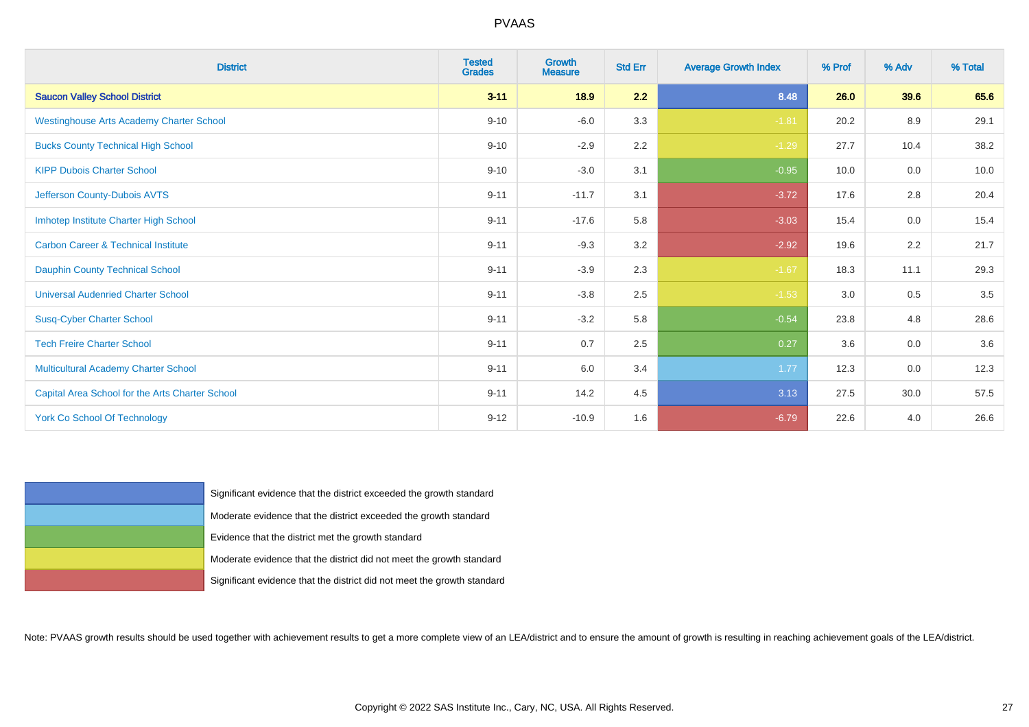PVAAS

| District | Tested Grades | Growth Measure | Std Err | Average Growth Index | % Prof | % Adv | % Total |
|---|---|---|---|---|---|---|---|
| **Saucon Valley School District** | **3-11** | **18.9** | **2.2** | **8.48** | **26.0** | **39.6** | **65.6** |
| Westinghouse Arts Academy Charter School | 9-10 | -6.0 | 3.3 | -1.81 | 20.2 | 8.9 | 29.1 |
| Bucks County Technical High School | 9-10 | -2.9 | 2.2 | -1.29 | 27.7 | 10.4 | 38.2 |
| KIPP Dubois Charter School | 9-10 | -3.0 | 3.1 | -0.95 | 10.0 | 0.0 | 10.0 |
| Jefferson County-Dubois AVTS | 9-11 | -11.7 | 3.1 | -3.72 | 17.6 | 2.8 | 20.4 |
| Imhotep Institute Charter High School | 9-11 | -17.6 | 5.8 | -3.03 | 15.4 | 0.0 | 15.4 |
| Carbon Career & Technical Institute | 9-11 | -9.3 | 3.2 | -2.92 | 19.6 | 2.2 | 21.7 |
| Dauphin County Technical School | 9-11 | -3.9 | 2.3 | -1.67 | 18.3 | 11.1 | 29.3 |
| Universal Audenried Charter School | 9-11 | -3.8 | 2.5 | -1.53 | 3.0 | 0.5 | 3.5 |
| Susq-Cyber Charter School | 9-11 | -3.2 | 5.8 | -0.54 | 23.8 | 4.8 | 28.6 |
| Tech Freire Charter School | 9-11 | 0.7 | 2.5 | 0.27 | 3.6 | 0.0 | 3.6 |
| Multicultural Academy Charter School | 9-11 | 6.0 | 3.4 | 1.77 | 12.3 | 0.0 | 12.3 |
| Capital Area School for the Arts Charter School | 9-11 | 14.2 | 4.5 | 3.13 | 27.5 | 30.0 | 57.5 |
| York Co School Of Technology | 9-12 | -10.9 | 1.6 | -6.79 | 22.6 | 4.0 | 26.6 |

- Significant evidence that the district exceeded the growth standard
- Moderate evidence that the district exceeded the growth standard
- Evidence that the district met the growth standard
- Moderate evidence that the district did not meet the growth standard
- Significant evidence that the district did not meet the growth standard

Note: PVAAS growth results should be used together with achievement results to get a more complete view of an LEA/district and to ensure the amount of growth is resulting in reaching achievement goals of the LEA/district.

Copyright © 2022 SAS Institute Inc., Cary, NC, USA. All Rights Reserved.